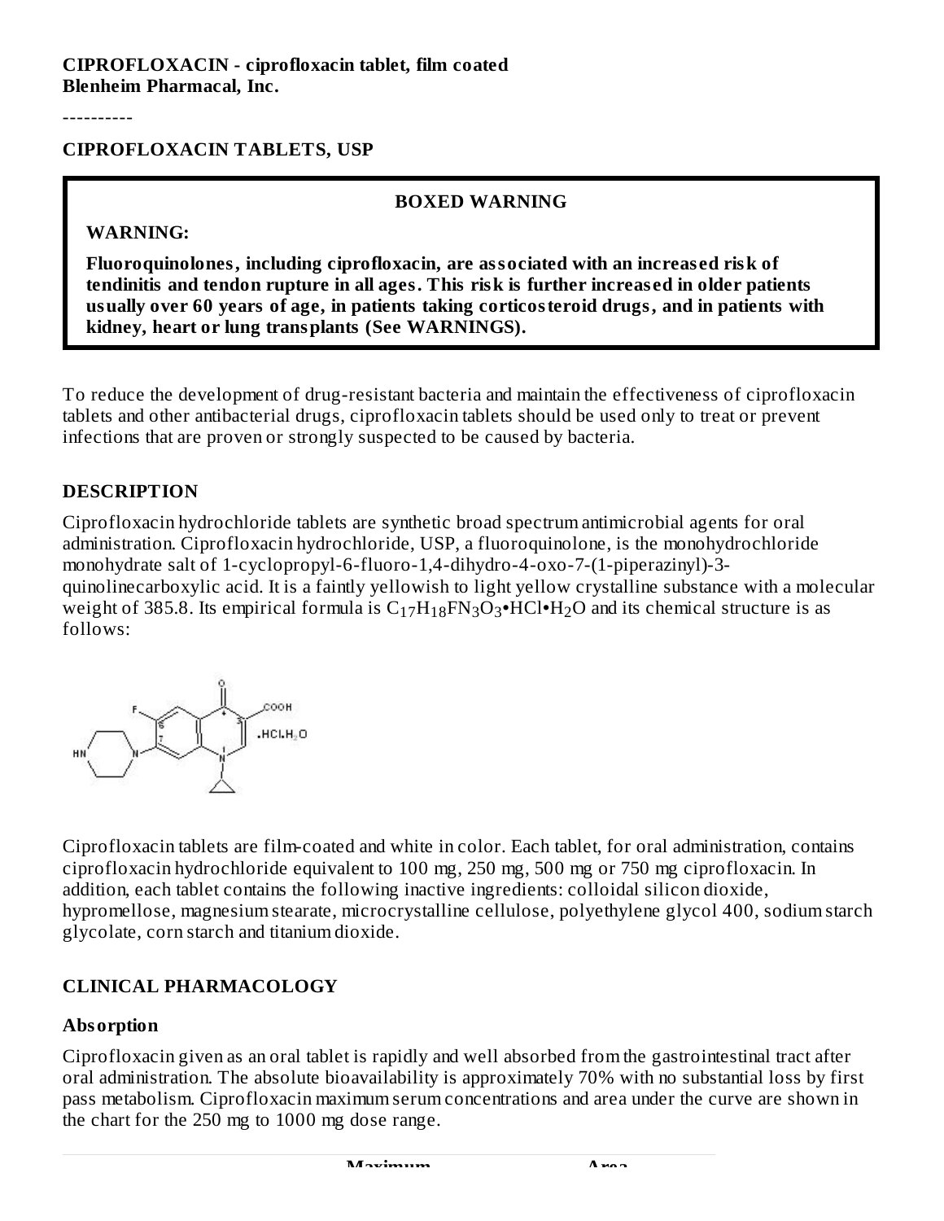**CIPROFLOXACIN - ciprofloxacin tablet, film coated**
**Blenheim Pharmacal, Inc.**

----------

## CIPROFLOXACIN TABLETS, USP

**BOXED WARNING**

**WARNING:**

**Fluoroquinolones, including ciprofloxacin, are associated with an increased risk of tendinitis and tendon rupture in all ages. This risk is further increased in older patients usually over 60 years of age, in patients taking corticosteroid drugs, and in patients with kidney, heart or lung transplants (See WARNINGS).**

To reduce the development of drug-resistant bacteria and maintain the effectiveness of ciprofloxacin tablets and other antibacterial drugs, ciprofloxacin tablets should be used only to treat or prevent infections that are proven or strongly suspected to be caused by bacteria.

## DESCRIPTION

Ciprofloxacin hydrochloride tablets are synthetic broad spectrum antimicrobial agents for oral administration. Ciprofloxacin hydrochloride, USP, a fluoroquinolone, is the monohydrochloride monohydrate salt of 1-cyclopropyl-6-fluoro-1,4-dihydro-4-oxo-7-(1-piperazinyl)-3-quinolinecarboxylic acid. It is a faintly yellowish to light yellow crystalline substance with a molecular weight of 385.8. Its empirical formula is $C_{17}H_{18}FN_3O_3$•HCl•$H_2O$ and its chemical structure is as follows:

Ciprofloxacin tablets are film-coated and white in color. Each tablet, for oral administration, contains ciprofloxacin hydrochloride equivalent to 100 mg, 250 mg, 500 mg or 750 mg ciprofloxacin. In addition, each tablet contains the following inactive ingredients: colloidal silicon dioxide, hypromellose, magnesium stearate, microcrystalline cellulose, polyethylene glycol 400, sodium starch glycolate, corn starch and titanium dioxide.

## CLINICAL PHARMACOLOGY

### Absorption

Ciprofloxacin given as an oral tablet is rapidly and well absorbed from the gastrointestinal tract after oral administration. The absolute bioavailability is approximately 70% with no substantial loss by first pass metabolism. Ciprofloxacin maximum serum concentrations and area under the curve are shown in the chart for the 250 mg to 1000 mg dose range.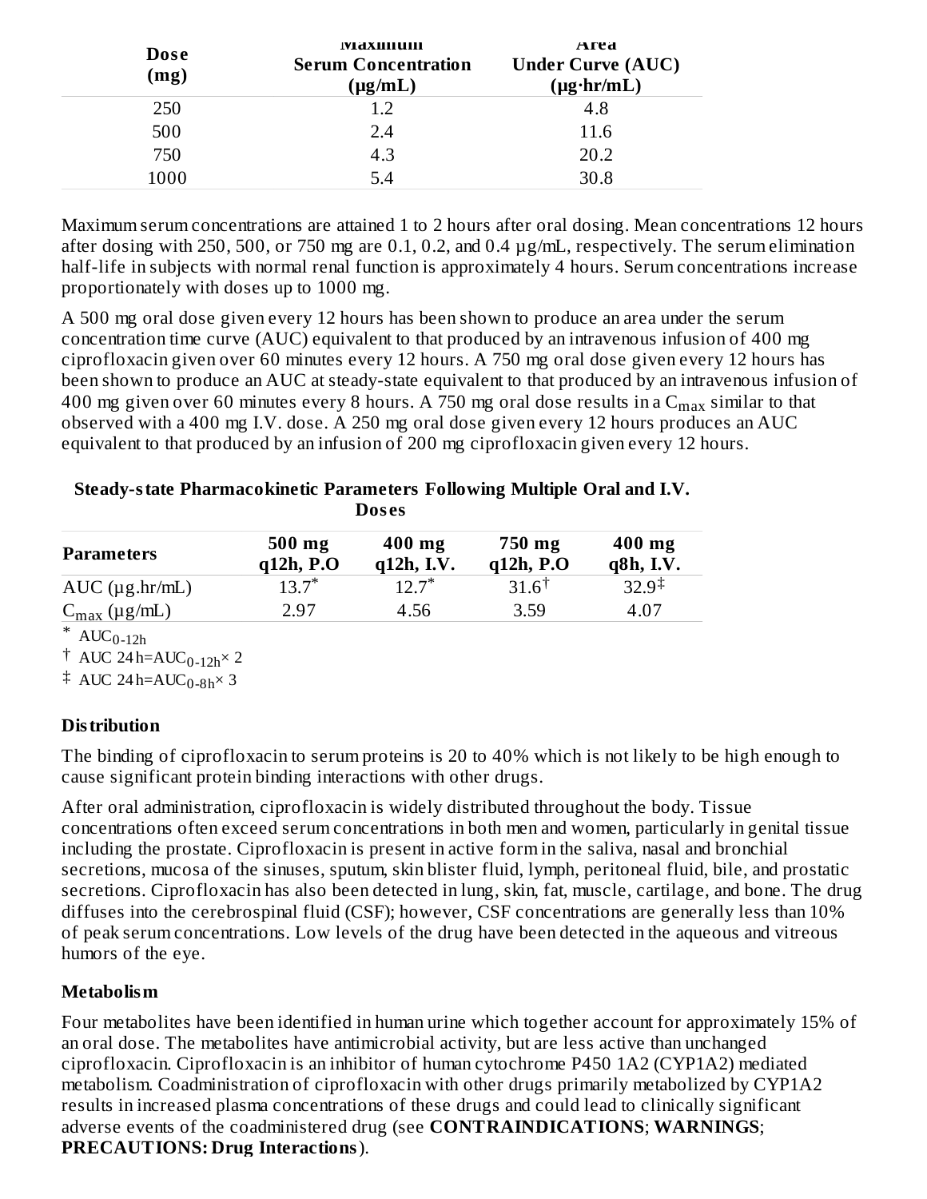| Dose (mg) | Maximum Serum Concentration (µg/mL) | Area Under Curve (AUC) (µg·hr/mL) |
|---|---|---|
| 250 | 1.2 | 4.8 |
| 500 | 2.4 | 11.6 |
| 750 | 4.3 | 20.2 |
| 1000 | 5.4 | 30.8 |

Maximum serum concentrations are attained 1 to 2 hours after oral dosing. Mean concentrations 12 hours after dosing with 250, 500, or 750 mg are 0.1, 0.2, and 0.4 µg/mL, respectively. The serum elimination half-life in subjects with normal renal function is approximately 4 hours. Serum concentrations increase proportionately with doses up to 1000 mg.

A 500 mg oral dose given every 12 hours has been shown to produce an area under the serum concentration time curve (AUC) equivalent to that produced by an intravenous infusion of 400 mg ciprofloxacin given over 60 minutes every 12 hours. A 750 mg oral dose given every 12 hours has been shown to produce an AUC at steady-state equivalent to that produced by an intravenous infusion of 400 mg given over 60 minutes every 8 hours. A 750 mg oral dose results in a $C_{max}$ similar to that observed with a 400 mg I.V. dose. A 250 mg oral dose given every 12 hours produces an AUC equivalent to that produced by an infusion of 200 mg ciprofloxacin given every 12 hours.

**Steady-state Pharmacokinetic Parameters Following Multiple Oral and I.V. Doses**

| Parameters | 500 mg q12h, P.O | 400 mg q12h, I.V. | 750 mg q12h, P.O | 400 mg q8h, I.V. |
|---|---|---|---|---|
| AUC (µg.hr/mL) | 13.7* | 12.7* | 31.6† | 32.9‡ |
| $C_{max}$ (µg/mL) | 2.97 | 4.56 | 3.59 | 4.07 |

\* $AUC_{0-12h}$

† AUC 24h=$AUC_{0-12h}$× 2

‡ AUC 24h=$AUC_{0-8h}$× 3

### Distribution

The binding of ciprofloxacin to serum proteins is 20 to 40% which is not likely to be high enough to cause significant protein binding interactions with other drugs.

After oral administration, ciprofloxacin is widely distributed throughout the body. Tissue concentrations often exceed serum concentrations in both men and women, particularly in genital tissue including the prostate. Ciprofloxacin is present in active form in the saliva, nasal and bronchial secretions, mucosa of the sinuses, sputum, skin blister fluid, lymph, peritoneal fluid, bile, and prostatic secretions. Ciprofloxacin has also been detected in lung, skin, fat, muscle, cartilage, and bone. The drug diffuses into the cerebrospinal fluid (CSF); however, CSF concentrations are generally less than 10% of peak serum concentrations. Low levels of the drug have been detected in the aqueous and vitreous humors of the eye.

### Metabolism

Four metabolites have been identified in human urine which together account for approximately 15% of an oral dose. The metabolites have antimicrobial activity, but are less active than unchanged ciprofloxacin. Ciprofloxacin is an inhibitor of human cytochrome P450 1A2 (CYP1A2) mediated metabolism. Coadministration of ciprofloxacin with other drugs primarily metabolized by CYP1A2 results in increased plasma concentrations of these drugs and could lead to clinically significant adverse events of the coadministered drug (see **CONTRAINDICATIONS**; **WARNINGS**; **PRECAUTIONS: Drug Interactions**).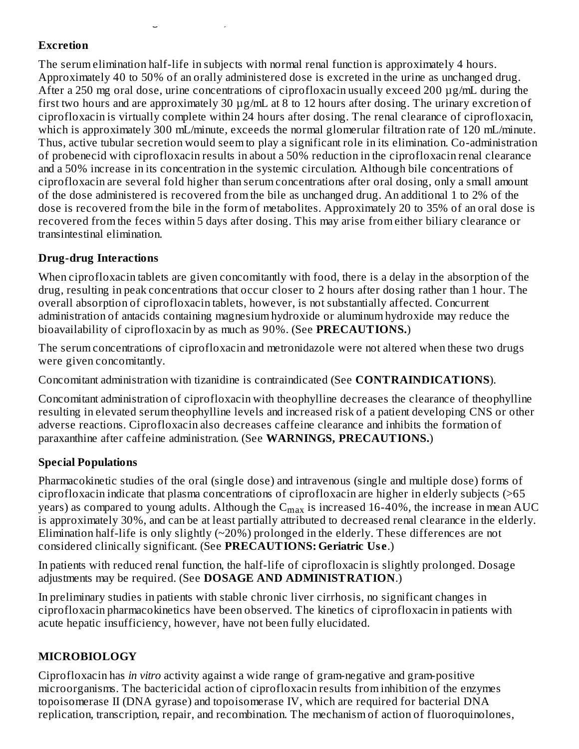### Excretion

The serum elimination half-life in subjects with normal renal function is approximately 4 hours. Approximately 40 to 50% of an orally administered dose is excreted in the urine as unchanged drug. After a 250 mg oral dose, urine concentrations of ciprofloxacin usually exceed 200 µg/mL during the first two hours and are approximately 30 µg/mL at 8 to 12 hours after dosing. The urinary excretion of ciprofloxacin is virtually complete within 24 hours after dosing. The renal clearance of ciprofloxacin, which is approximately 300 mL/minute, exceeds the normal glomerular filtration rate of 120 mL/minute. Thus, active tubular secretion would seem to play a significant role in its elimination. Co-administration of probenecid with ciprofloxacin results in about a 50% reduction in the ciprofloxacin renal clearance and a 50% increase in its concentration in the systemic circulation. Although bile concentrations of ciprofloxacin are several fold higher than serum concentrations after oral dosing, only a small amount of the dose administered is recovered from the bile as unchanged drug. An additional 1 to 2% of the dose is recovered from the bile in the form of metabolites. Approximately 20 to 35% of an oral dose is recovered from the feces within 5 days after dosing. This may arise from either biliary clearance or transintestinal elimination.

### Drug-drug Interactions

When ciprofloxacin tablets are given concomitantly with food, there is a delay in the absorption of the drug, resulting in peak concentrations that occur closer to 2 hours after dosing rather than 1 hour. The overall absorption of ciprofloxacin tablets, however, is not substantially affected. Concurrent administration of antacids containing magnesium hydroxide or aluminum hydroxide may reduce the bioavailability of ciprofloxacin by as much as 90%. (See **PRECAUTIONS.**)

The serum concentrations of ciprofloxacin and metronidazole were not altered when these two drugs were given concomitantly.

Concomitant administration with tizanidine is contraindicated (See **CONTRAINDICATIONS**).

Concomitant administration of ciprofloxacin with theophylline decreases the clearance of theophylline resulting in elevated serum theophylline levels and increased risk of a patient developing CNS or other adverse reactions. Ciprofloxacin also decreases caffeine clearance and inhibits the formation of paraxanthine after caffeine administration. (See **WARNINGS, PRECAUTIONS.**)

### Special Populations

Pharmacokinetic studies of the oral (single dose) and intravenous (single and multiple dose) forms of ciprofloxacin indicate that plasma concentrations of ciprofloxacin are higher in elderly subjects (>65 years) as compared to young adults. Although the $C_{max}$ is increased 16-40%, the increase in mean AUC is approximately 30%, and can be at least partially attributed to decreased renal clearance in the elderly. Elimination half-life is only slightly (~20%) prolonged in the elderly. These differences are not considered clinically significant. (See **PRECAUTIONS: Geriatric Use**.)

In patients with reduced renal function, the half-life of ciprofloxacin is slightly prolonged. Dosage adjustments may be required. (See **DOSAGE AND ADMINISTRATION**.)

In preliminary studies in patients with stable chronic liver cirrhosis, no significant changes in ciprofloxacin pharmacokinetics have been observed. The kinetics of ciprofloxacin in patients with acute hepatic insufficiency, however, have not been fully elucidated.

## MICROBIOLOGY

Ciprofloxacin has *in vitro* activity against a wide range of gram-negative and gram-positive microorganisms. The bactericidal action of ciprofloxacin results from inhibition of the enzymes topoisomerase II (DNA gyrase) and topoisomerase IV, which are required for bacterial DNA replication, transcription, repair, and recombination. The mechanism of action of fluoroquinolones,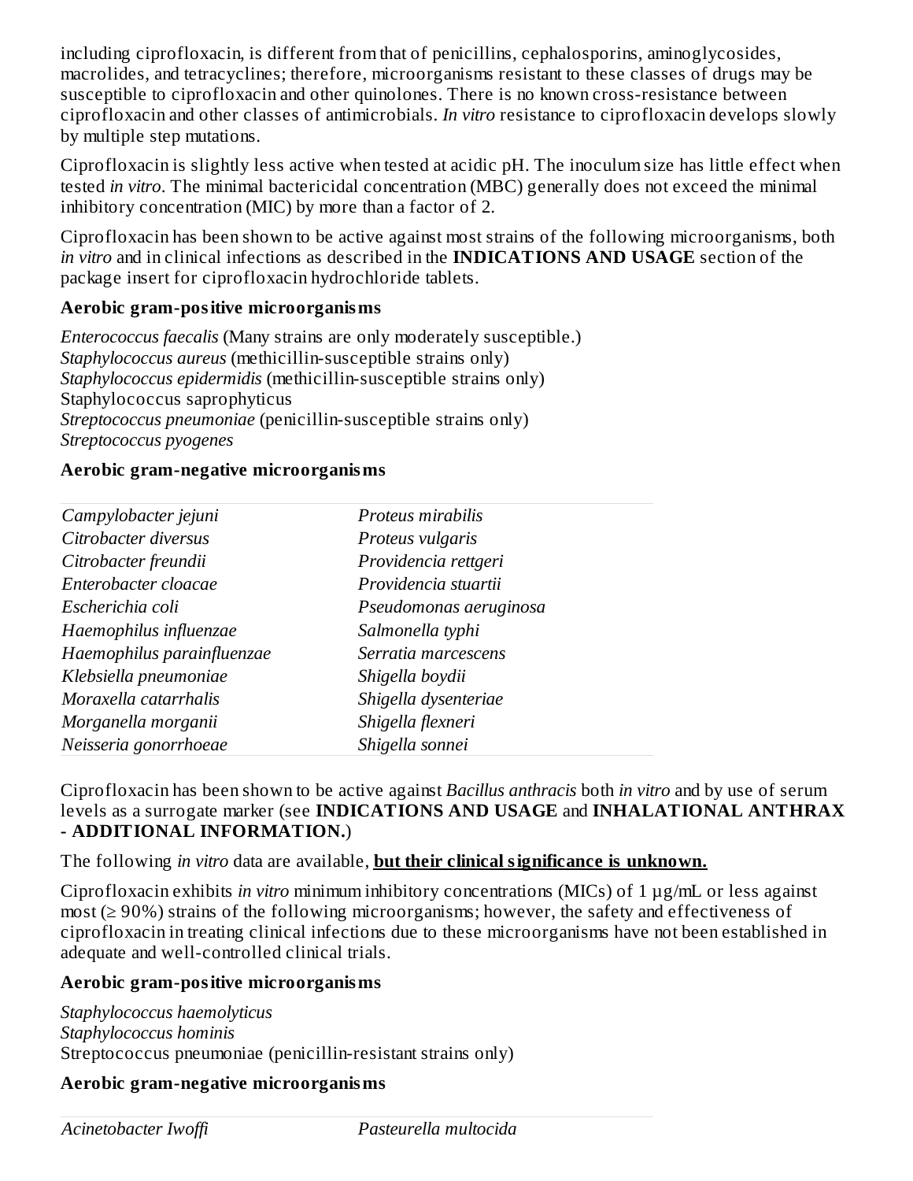including ciprofloxacin, is different from that of penicillins, cephalosporins, aminoglycosides, macrolides, and tetracyclines; therefore, microorganisms resistant to these classes of drugs may be susceptible to ciprofloxacin and other quinolones. There is no known cross-resistance between ciprofloxacin and other classes of antimicrobials. *In vitro* resistance to ciprofloxacin develops slowly by multiple step mutations.

Ciprofloxacin is slightly less active when tested at acidic pH. The inoculum size has little effect when tested *in vitro*. The minimal bactericidal concentration (MBC) generally does not exceed the minimal inhibitory concentration (MIC) by more than a factor of 2.

Ciprofloxacin has been shown to be active against most strains of the following microorganisms, both *in vitro* and in clinical infections as described in the **INDICATIONS AND USAGE** section of the package insert for ciprofloxacin hydrochloride tablets.

**Aerobic gram-positive microorganisms**

*Enterococcus faecalis* (Many strains are only moderately susceptible.)
*Staphylococcus aureus* (methicillin-susceptible strains only)
*Staphylococcus epidermidis* (methicillin-susceptible strains only)
Staphylococcus saprophyticus
*Streptococcus pneumoniae* (penicillin-susceptible strains only)
*Streptococcus pyogenes*

**Aerobic gram-negative microorganisms**

| | |
|---|---|
| *Campylobacter jejuni* | *Proteus mirabilis* |
| *Citrobacter diversus* | *Proteus vulgaris* |
| *Citrobacter freundii* | *Providencia rettgeri* |
| *Enterobacter cloacae* | *Providencia stuartii* |
| *Escherichia coli* | *Pseudomonas aeruginosa* |
| *Haemophilus influenzae* | *Salmonella typhi* |
| *Haemophilus parainfluenzae* | *Serratia marcescens* |
| *Klebsiella pneumoniae* | *Shigella boydii* |
| *Moraxella catarrhalis* | *Shigella dysenteriae* |
| *Morganella morganii* | *Shigella flexneri* |
| *Neisseria gonorrhoeae* | *Shigella sonnei* |

Ciprofloxacin has been shown to be active against *Bacillus anthracis* both *in vitro* and by use of serum levels as a surrogate marker (see **INDICATIONS AND USAGE** and **INHALATIONAL ANTHRAX - ADDITIONAL INFORMATION.**)

The following *in vitro* data are available, **but their clinical significance is unknown.**

Ciprofloxacin exhibits *in vitro* minimum inhibitory concentrations (MICs) of 1 µg/mL or less against most (≥ 90%) strains of the following microorganisms; however, the safety and effectiveness of ciprofloxacin in treating clinical infections due to these microorganisms have not been established in adequate and well-controlled clinical trials.

**Aerobic gram-positive microorganisms**

*Staphylococcus haemolyticus*
*Staphylococcus hominis*
Streptococcus pneumoniae (penicillin-resistant strains only)

**Aerobic gram-negative microorganisms**

| | |
|---|---|
| *Acinetobacter Iwoffi* | *Pasteurella multocida* |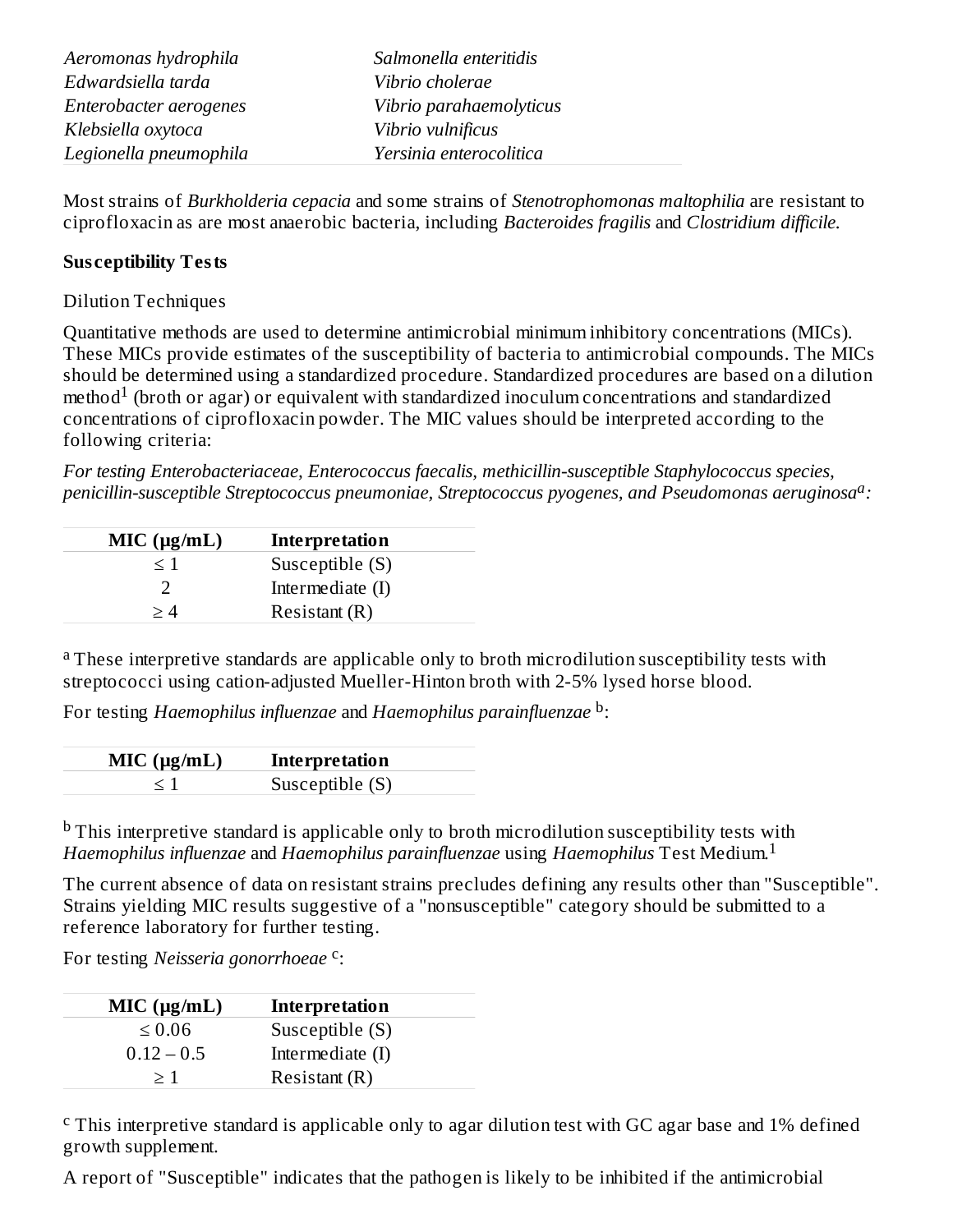| | |
|---|---|
| *Aeromonas hydrophila* | *Salmonella enteritidis* |
| *Edwardsiella tarda* | *Vibrio cholerae* |
| *Enterobacter aerogenes* | *Vibrio parahaemolyticus* |
| *Klebsiella oxytoca* | *Vibrio vulnificus* |
| *Legionella pneumophila* | *Yersinia enterocolitica* |

Most strains of *Burkholderia cepacia* and some strains of *Stenotrophomonas maltophilia* are resistant to ciprofloxacin as are most anaerobic bacteria, including *Bacteroides fragilis* and *Clostridium difficile.*

**Susceptibility Tests**

Dilution Techniques

Quantitative methods are used to determine antimicrobial minimum inhibitory concentrations (MICs). These MICs provide estimates of the susceptibility of bacteria to antimicrobial compounds. The MICs should be determined using a standardized procedure. Standardized procedures are based on a dilution method[1] (broth or agar) or equivalent with standardized inoculum concentrations and standardized concentrations of ciprofloxacin powder. The MIC values should be interpreted according to the following criteria:

*For testing Enterobacteriaceae, Enterococcus faecalis, methicillin-susceptible Staphylococcus species, penicillin-susceptible Streptococcus pneumoniae, Streptococcus pyogenes, and Pseudomonas aeruginosa*[a]*:*

| MIC (μg/mL) | Interpretation |
|---|---|
| ≤ 1 | Susceptible (S) |
| 2 | Intermediate (I) |
| ≥ 4 | Resistant (R) |

[a] These interpretive standards are applicable only to broth microdilution susceptibility tests with streptococci using cation-adjusted Mueller-Hinton broth with 2-5% lysed horse blood.

For testing *Haemophilus influenzae* and *Haemophilus parainfluenzae* [b]:

| MIC (μg/mL) | Interpretation |
|---|---|
| ≤ 1 | Susceptible (S) |

[b] This interpretive standard is applicable only to broth microdilution susceptibility tests with *Haemophilus influenzae* and *Haemophilus parainfluenzae* using *Haemophilus* Test Medium.[1]

The current absence of data on resistant strains precludes defining any results other than "Susceptible". Strains yielding MIC results suggestive of a "nonsusceptible" category should be submitted to a reference laboratory for further testing.

For testing *Neisseria gonorrhoeae* [c]:

| MIC (μg/mL) | Interpretation |
|---|---|
| ≤ 0.06 | Susceptible (S) |
| 0.12 – 0.5 | Intermediate (I) |
| ≥ 1 | Resistant (R) |

[c] This interpretive standard is applicable only to agar dilution test with GC agar base and 1% defined growth supplement.

A report of "Susceptible" indicates that the pathogen is likely to be inhibited if the antimicrobial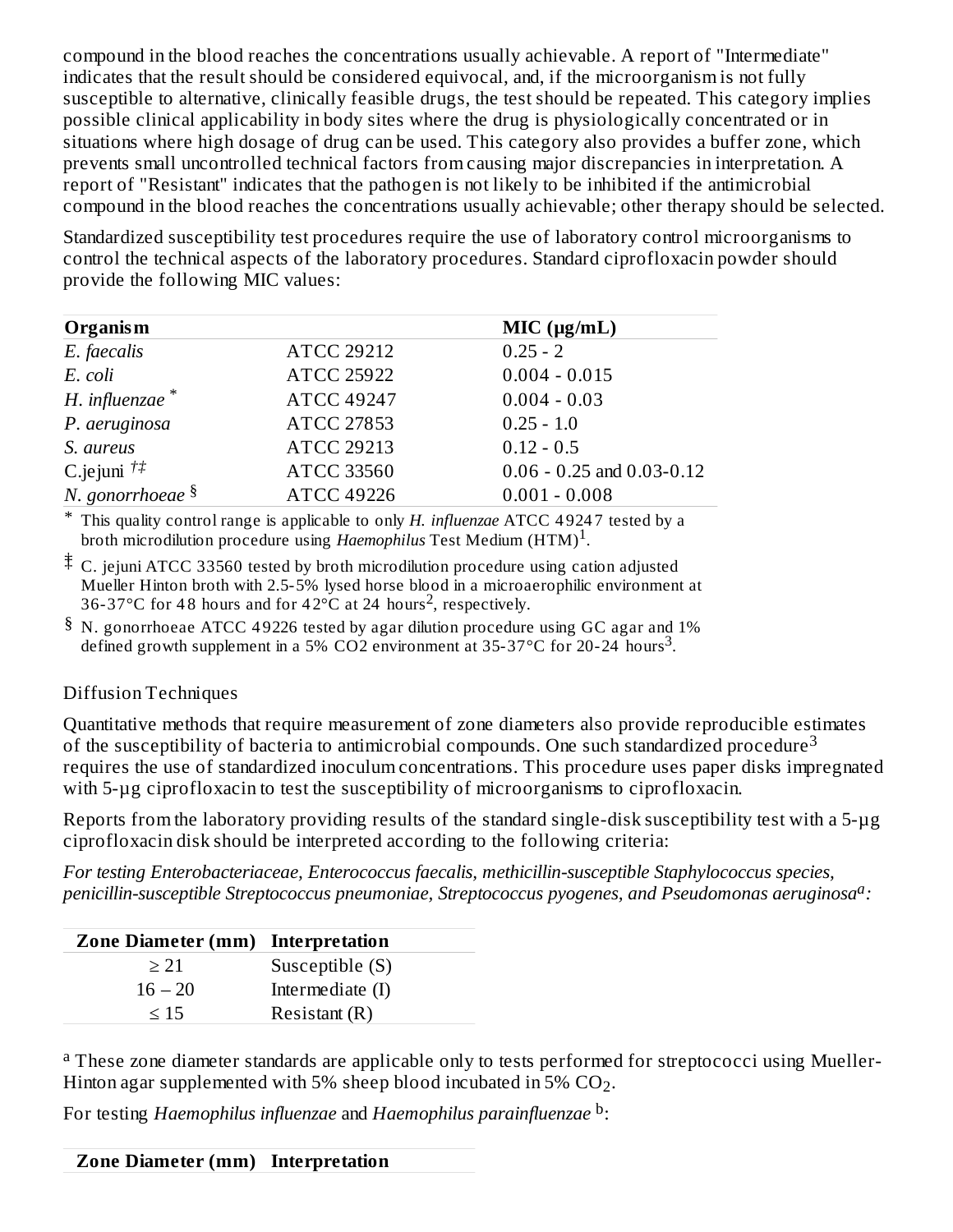compound in the blood reaches the concentrations usually achievable. A report of "Intermediate" indicates that the result should be considered equivocal, and, if the microorganism is not fully susceptible to alternative, clinically feasible drugs, the test should be repeated. This category implies possible clinical applicability in body sites where the drug is physiologically concentrated or in situations where high dosage of drug can be used. This category also provides a buffer zone, which prevents small uncontrolled technical factors from causing major discrepancies in interpretation. A report of "Resistant" indicates that the pathogen is not likely to be inhibited if the antimicrobial compound in the blood reaches the concentrations usually achievable; other therapy should be selected.

Standardized susceptibility test procedures require the use of laboratory control microorganisms to control the technical aspects of the laboratory procedures. Standard ciprofloxacin powder should provide the following MIC values:

| **Organism** | | **MIC (µg/mL)** |
|---|---|---|
| *E. faecalis* | ATCC 29212 | 0.25 - 2 |
| *E. coli* | ATCC 25922 | 0.004 - 0.015 |
| *H. influenzae* * | ATCC 49247 | 0.004 - 0.03 |
| *P. aeruginosa* | ATCC 27853 | 0.25 - 1.0 |
| *S. aureus* | ATCC 29213 | 0.12 - 0.5 |
| C.jejuni †‡ | ATCC 33560 | 0.06 - 0.25 and 0.03-0.12 |
| *N. gonorrhoeae* § | ATCC 49226 | 0.001 - 0.008 |

\* This quality control range is applicable to only *H. influenzae* ATCC 49247 tested by a broth microdilution procedure using *Haemophilus* Test Medium (HTM)[1].

‡ C. jejuni ATCC 33560 tested by broth microdilution procedure using cation adjusted Mueller Hinton broth with 2.5-5% lysed horse blood in a microaerophilic environment at 36-37°C for 48 hours and for 42°C at 24 hours[2], respectively.

§ N. gonorrhoeae ATCC 49226 tested by agar dilution procedure using GC agar and 1% defined growth supplement in a 5% CO2 environment at 35-37°C for 20-24 hours[3].

Diffusion Techniques

Quantitative methods that require measurement of zone diameters also provide reproducible estimates of the susceptibility of bacteria to antimicrobial compounds. One such standardized procedure[3] requires the use of standardized inoculum concentrations. This procedure uses paper disks impregnated with 5-µg ciprofloxacin to test the susceptibility of microorganisms to ciprofloxacin.

Reports from the laboratory providing results of the standard single-disk susceptibility test with a 5-µg ciprofloxacin disk should be interpreted according to the following criteria:

*For testing Enterobacteriaceae, Enterococcus faecalis, methicillin-susceptible Staphylococcus species, penicillin-susceptible Streptococcus pneumoniae, Streptococcus pyogenes, and Pseudomonas aeruginosa[a]:*

| **Zone Diameter (mm)** | **Interpretation** |
|---|---|
| ≥ 21 | Susceptible (S) |
| 16 – 20 | Intermediate (I) |
| ≤ 15 | Resistant (R) |

[a] These zone diameter standards are applicable only to tests performed for streptococci using Mueller-Hinton agar supplemented with 5% sheep blood incubated in 5% $CO_2$.

For testing *Haemophilus influenzae* and *Haemophilus parainfluenzae* [b]:

| **Zone Diameter (mm)** | **Interpretation** |
|---|---|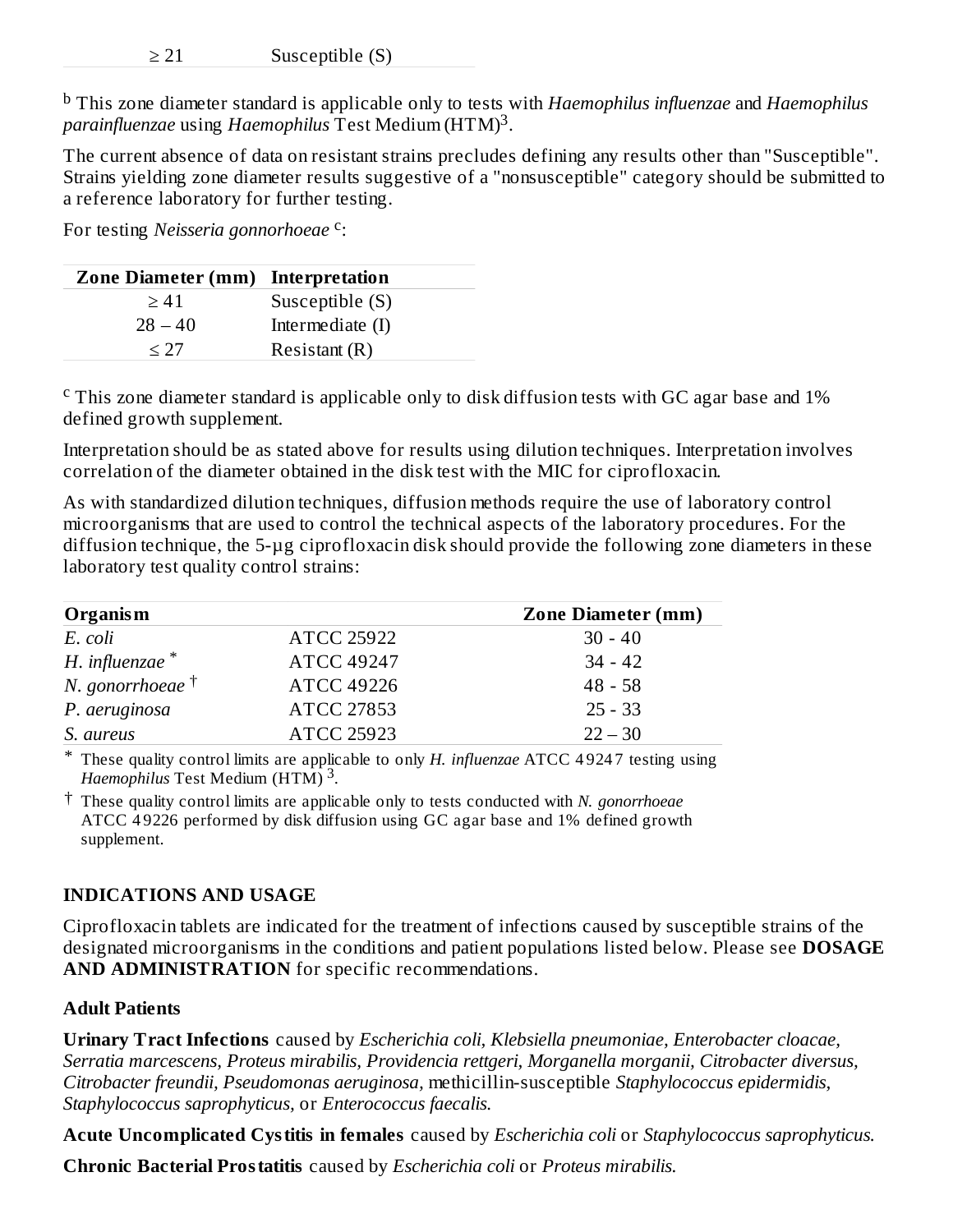| | |
|---|---|
| ≥ 21 | Susceptible (S) |

[b] This zone diameter standard is applicable only to tests with *Haemophilus influenzae* and *Haemophilus parainfluenzae* using *Haemophilus* Test Medium (HTM)[3].

The current absence of data on resistant strains precludes defining any results other than "Susceptible". Strains yielding zone diameter results suggestive of a "nonsusceptible" category should be submitted to a reference laboratory for further testing.

For testing *Neisseria gonnorhoeae* [c]:

| Zone Diameter (mm) | Interpretation |
|---|---|
| ≥ 41 | Susceptible (S) |
| 28 – 40 | Intermediate (I) |
| ≤ 27 | Resistant (R) |

[c] This zone diameter standard is applicable only to disk diffusion tests with GC agar base and 1% defined growth supplement.

Interpretation should be as stated above for results using dilution techniques. Interpretation involves correlation of the diameter obtained in the disk test with the MIC for ciprofloxacin.

As with standardized dilution techniques, diffusion methods require the use of laboratory control microorganisms that are used to control the technical aspects of the laboratory procedures. For the diffusion technique, the 5-µg ciprofloxacin disk should provide the following zone diameters in these laboratory test quality control strains:

| Organism | | Zone Diameter (mm) |
|---|---|---|
| *E. coli* | ATCC 25922 | 30 - 40 |
| *H. influenzae* * | ATCC 49247 | 34 - 42 |
| *N. gonorrhoeae* † | ATCC 49226 | 48 - 58 |
| *P. aeruginosa* | ATCC 27853 | 25 - 33 |
| *S. aureus* | ATCC 25923 | 22 – 30 |

\* These quality control limits are applicable to only *H. influenzae* ATCC 49247 testing using *Haemophilus* Test Medium (HTM) [3].

† These quality control limits are applicable only to tests conducted with *N. gonorrhoeae* ATCC 49226 performed by disk diffusion using GC agar base and 1% defined growth supplement.

## INDICATIONS AND USAGE

Ciprofloxacin tablets are indicated for the treatment of infections caused by susceptible strains of the designated microorganisms in the conditions and patient populations listed below. Please see **DOSAGE AND ADMINISTRATION** for specific recommendations.

### Adult Patients

**Urinary Tract Infections** caused by *Escherichia coli, Klebsiella pneumoniae, Enterobacter cloacae, Serratia marcescens, Proteus mirabilis, Providencia rettgeri, Morganella morganii, Citrobacter diversus, Citrobacter freundii, Pseudomonas aeruginosa,* methicillin-susceptible *Staphylococcus epidermidis, Staphylococcus saprophyticus,* or *Enterococcus faecalis.*

**Acute Uncomplicated Cystitis in females** caused by *Escherichia coli* or *Staphylococcus saprophyticus.*

**Chronic Bacterial Prostatitis** caused by *Escherichia coli* or *Proteus mirabilis.*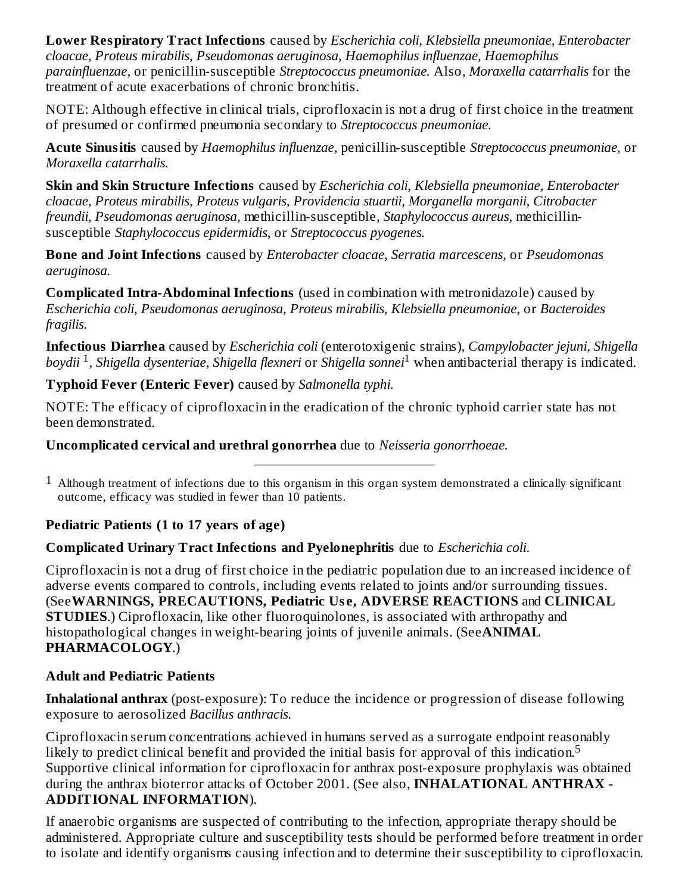**Lower Respiratory Tract Infections** caused by *Escherichia coli, Klebsiella pneumoniae, Enterobacter cloacae, Proteus mirabilis, Pseudomonas aeruginosa, Haemophilus influenzae, Haemophilus parainfluenzae,* or penicillin-susceptible *Streptococcus pneumoniae.* Also, *Moraxella catarrhalis* for the treatment of acute exacerbations of chronic bronchitis.

NOTE: Although effective in clinical trials, ciprofloxacin is not a drug of first choice in the treatment of presumed or confirmed pneumonia secondary to *Streptococcus pneumoniae.*

**Acute Sinusitis** caused by *Haemophilus influenzae,* penicillin-susceptible *Streptococcus pneumoniae,* or *Moraxella catarrhalis.*

**Skin and Skin Structure Infections** caused by *Escherichia coli, Klebsiella pneumoniae, Enterobacter cloacae, Proteus mirabilis, Proteus vulgaris, Providencia stuartii, Morganella morganii, Citrobacter freundii, Pseudomonas aeruginosa,* methicillin-susceptible, *Staphylococcus aureus,* methicillin-susceptible *Staphylococcus epidermidis,* or *Streptococcus pyogenes.*

**Bone and Joint Infections** caused by *Enterobacter cloacae, Serratia marcescens,* or *Pseudomonas aeruginosa.*

**Complicated Intra-Abdominal Infections** (used in combination with metronidazole) caused by *Escherichia coli, Pseudomonas aeruginosa, Proteus mirabilis, Klebsiella pneumoniae,* or *Bacteroides fragilis.*

**Infectious Diarrhea** caused by *Escherichia coli* (enterotoxigenic strains), *Campylobacter jejuni, Shigella boydii* [1], *Shigella dysenteriae, Shigella flexneri* or *Shigella sonnei*[1] when antibacterial therapy is indicated.

**Typhoid Fever (Enteric Fever)** caused by *Salmonella typhi.*

NOTE: The efficacy of ciprofloxacin in the eradication of the chronic typhoid carrier state has not been demonstrated.

**Uncomplicated cervical and urethral gonorrhea** due to *Neisseria gonorrhoeae.*

---

[1] Although treatment of infections due to this organism in this organ system demonstrated a clinically significant outcome, efficacy was studied in fewer than 10 patients.

**Pediatric Patients (1 to 17 years of age)**

**Complicated Urinary Tract Infections and Pyelonephritis** due to *Escherichia coli.*

Ciprofloxacin is not a drug of first choice in the pediatric population due to an increased incidence of adverse events compared to controls, including events related to joints and/or surrounding tissues. (See **WARNINGS, PRECAUTIONS, Pediatric Use, ADVERSE REACTIONS** and **CLINICAL STUDIES**.) Ciprofloxacin, like other fluoroquinolones, is associated with arthropathy and histopathological changes in weight-bearing joints of juvenile animals. (See **ANIMAL PHARMACOLOGY**.)

**Adult and Pediatric Patients**

**Inhalational anthrax** (post-exposure): To reduce the incidence or progression of disease following exposure to aerosolized *Bacillus anthracis.*

Ciprofloxacin serum concentrations achieved in humans served as a surrogate endpoint reasonably likely to predict clinical benefit and provided the initial basis for approval of this indication.[5] Supportive clinical information for ciprofloxacin for anthrax post-exposure prophylaxis was obtained during the anthrax bioterror attacks of October 2001. (See also, **INHALATIONAL ANTHRAX - ADDITIONAL INFORMATION**).

If anaerobic organisms are suspected of contributing to the infection, appropriate therapy should be administered. Appropriate culture and susceptibility tests should be performed before treatment in order to isolate and identify organisms causing infection and to determine their susceptibility to ciprofloxacin.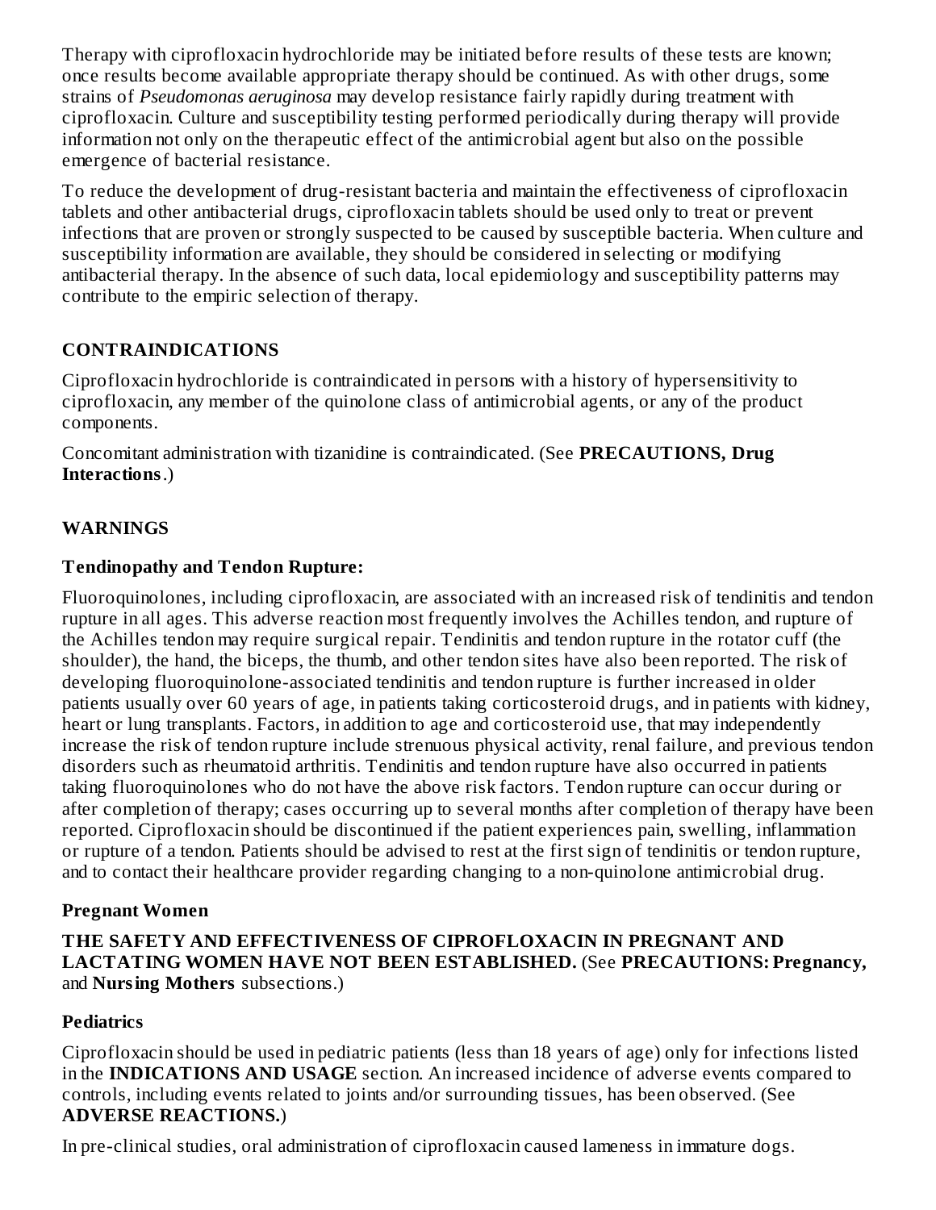Therapy with ciprofloxacin hydrochloride may be initiated before results of these tests are known; once results become available appropriate therapy should be continued. As with other drugs, some strains of *Pseudomonas aeruginosa* may develop resistance fairly rapidly during treatment with ciprofloxacin. Culture and susceptibility testing performed periodically during therapy will provide information not only on the therapeutic effect of the antimicrobial agent but also on the possible emergence of bacterial resistance.

To reduce the development of drug-resistant bacteria and maintain the effectiveness of ciprofloxacin tablets and other antibacterial drugs, ciprofloxacin tablets should be used only to treat or prevent infections that are proven or strongly suspected to be caused by susceptible bacteria. When culture and susceptibility information are available, they should be considered in selecting or modifying antibacterial therapy. In the absence of such data, local epidemiology and susceptibility patterns may contribute to the empiric selection of therapy.

## CONTRAINDICATIONS

Ciprofloxacin hydrochloride is contraindicated in persons with a history of hypersensitivity to ciprofloxacin, any member of the quinolone class of antimicrobial agents, or any of the product components.

Concomitant administration with tizanidine is contraindicated. (See **PRECAUTIONS, Drug Interactions**.)

## WARNINGS

### Tendinopathy and Tendon Rupture:

Fluoroquinolones, including ciprofloxacin, are associated with an increased risk of tendinitis and tendon rupture in all ages. This adverse reaction most frequently involves the Achilles tendon, and rupture of the Achilles tendon may require surgical repair. Tendinitis and tendon rupture in the rotator cuff (the shoulder), the hand, the biceps, the thumb, and other tendon sites have also been reported. The risk of developing fluoroquinolone-associated tendinitis and tendon rupture is further increased in older patients usually over 60 years of age, in patients taking corticosteroid drugs, and in patients with kidney, heart or lung transplants. Factors, in addition to age and corticosteroid use, that may independently increase the risk of tendon rupture include strenuous physical activity, renal failure, and previous tendon disorders such as rheumatoid arthritis. Tendinitis and tendon rupture have also occurred in patients taking fluoroquinolones who do not have the above risk factors. Tendon rupture can occur during or after completion of therapy; cases occurring up to several months after completion of therapy have been reported. Ciprofloxacin should be discontinued if the patient experiences pain, swelling, inflammation or rupture of a tendon. Patients should be advised to rest at the first sign of tendinitis or tendon rupture, and to contact their healthcare provider regarding changing to a non-quinolone antimicrobial drug.

### Pregnant Women

**THE SAFETY AND EFFECTIVENESS OF CIPROFLOXACIN IN PREGNANT AND LACTATING WOMEN HAVE NOT BEEN ESTABLISHED.** (See **PRECAUTIONS: Pregnancy,** and **Nursing Mothers** subsections.)

### Pediatrics

Ciprofloxacin should be used in pediatric patients (less than 18 years of age) only for infections listed in the **INDICATIONS AND USAGE** section. An increased incidence of adverse events compared to controls, including events related to joints and/or surrounding tissues, has been observed. (See **ADVERSE REACTIONS.**)

In pre-clinical studies, oral administration of ciprofloxacin caused lameness in immature dogs.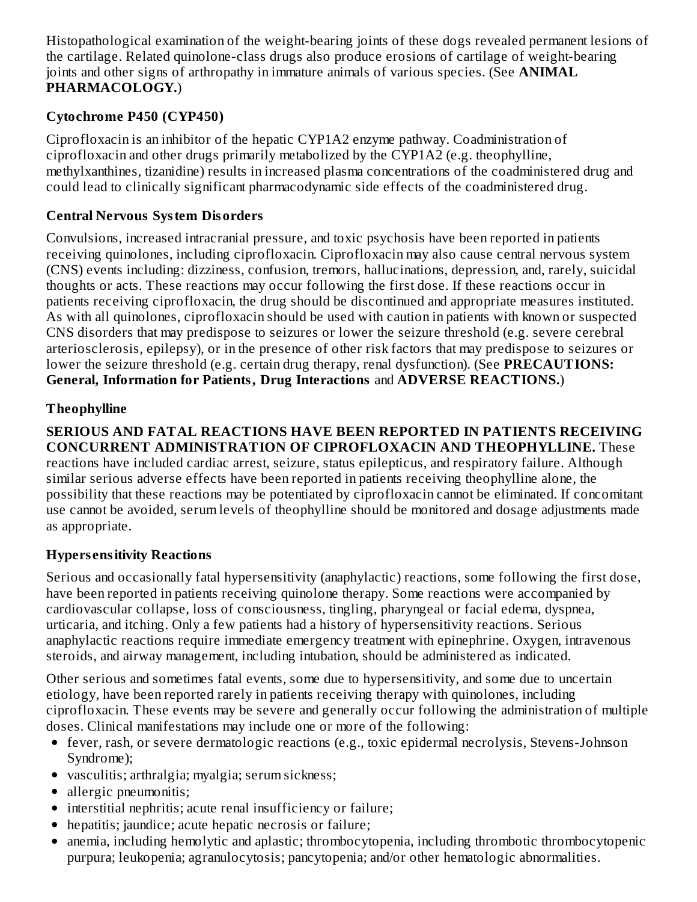Histopathological examination of the weight-bearing joints of these dogs revealed permanent lesions of the cartilage. Related quinolone-class drugs also produce erosions of cartilage of weight-bearing joints and other signs of arthropathy in immature animals of various species. (See **ANIMAL PHARMACOLOGY.**)

### Cytochrome P450 (CYP450)

Ciprofloxacin is an inhibitor of the hepatic CYP1A2 enzyme pathway. Coadministration of ciprofloxacin and other drugs primarily metabolized by the CYP1A2 (e.g. theophylline, methylxanthines, tizanidine) results in increased plasma concentrations of the coadministered drug and could lead to clinically significant pharmacodynamic side effects of the coadministered drug.

### Central Nervous System Disorders

Convulsions, increased intracranial pressure, and toxic psychosis have been reported in patients receiving quinolones, including ciprofloxacin. Ciprofloxacin may also cause central nervous system (CNS) events including: dizziness, confusion, tremors, hallucinations, depression, and, rarely, suicidal thoughts or acts. These reactions may occur following the first dose. If these reactions occur in patients receiving ciprofloxacin, the drug should be discontinued and appropriate measures instituted. As with all quinolones, ciprofloxacin should be used with caution in patients with known or suspected CNS disorders that may predispose to seizures or lower the seizure threshold (e.g. severe cerebral arteriosclerosis, epilepsy), or in the presence of other risk factors that may predispose to seizures or lower the seizure threshold (e.g. certain drug therapy, renal dysfunction). (See **PRECAUTIONS: General, Information for Patients, Drug Interactions** and **ADVERSE REACTIONS.**)

### Theophylline

**SERIOUS AND FATAL REACTIONS HAVE BEEN REPORTED IN PATIENTS RECEIVING CONCURRENT ADMINISTRATION OF CIPROFLOXACIN AND THEOPHYLLINE.** These reactions have included cardiac arrest, seizure, status epilepticus, and respiratory failure. Although similar serious adverse effects have been reported in patients receiving theophylline alone, the possibility that these reactions may be potentiated by ciprofloxacin cannot be eliminated. If concomitant use cannot be avoided, serum levels of theophylline should be monitored and dosage adjustments made as appropriate.

### Hypersensitivity Reactions

Serious and occasionally fatal hypersensitivity (anaphylactic) reactions, some following the first dose, have been reported in patients receiving quinolone therapy. Some reactions were accompanied by cardiovascular collapse, loss of consciousness, tingling, pharyngeal or facial edema, dyspnea, urticaria, and itching. Only a few patients had a history of hypersensitivity reactions. Serious anaphylactic reactions require immediate emergency treatment with epinephrine. Oxygen, intravenous steroids, and airway management, including intubation, should be administered as indicated.

Other serious and sometimes fatal events, some due to hypersensitivity, and some due to uncertain etiology, have been reported rarely in patients receiving therapy with quinolones, including ciprofloxacin. These events may be severe and generally occur following the administration of multiple doses. Clinical manifestations may include one or more of the following:

- fever, rash, or severe dermatologic reactions (e.g., toxic epidermal necrolysis, Stevens-Johnson Syndrome);
- vasculitis; arthralgia; myalgia; serum sickness;
- allergic pneumonitis;
- interstitial nephritis; acute renal insufficiency or failure;
- hepatitis; jaundice; acute hepatic necrosis or failure;
- anemia, including hemolytic and aplastic; thrombocytopenia, including thrombotic thrombocytopenic purpura; leukopenia; agranulocytosis; pancytopenia; and/or other hematologic abnormalities.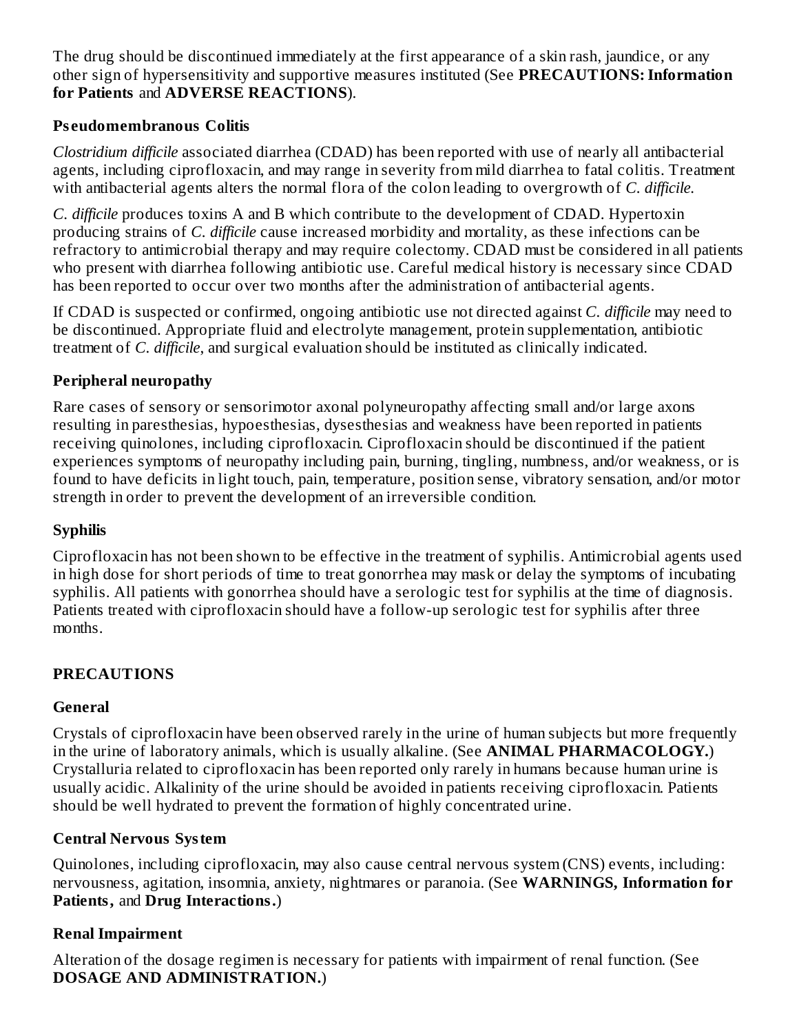The drug should be discontinued immediately at the first appearance of a skin rash, jaundice, or any other sign of hypersensitivity and supportive measures instituted (See **PRECAUTIONS: Information for Patients** and **ADVERSE REACTIONS**).

### Pseudomembranous Colitis

*Clostridium difficile* associated diarrhea (CDAD) has been reported with use of nearly all antibacterial agents, including ciprofloxacin, and may range in severity from mild diarrhea to fatal colitis. Treatment with antibacterial agents alters the normal flora of the colon leading to overgrowth of *C. difficile.*

*C. difficile* produces toxins A and B which contribute to the development of CDAD. Hypertoxin producing strains of *C. difficile* cause increased morbidity and mortality, as these infections can be refractory to antimicrobial therapy and may require colectomy. CDAD must be considered in all patients who present with diarrhea following antibiotic use. Careful medical history is necessary since CDAD has been reported to occur over two months after the administration of antibacterial agents.

If CDAD is suspected or confirmed, ongoing antibiotic use not directed against *C. difficile* may need to be discontinued. Appropriate fluid and electrolyte management, protein supplementation, antibiotic treatment of *C. difficile*, and surgical evaluation should be instituted as clinically indicated.

### Peripheral neuropathy

Rare cases of sensory or sensorimotor axonal polyneuropathy affecting small and/or large axons resulting in paresthesias, hypoesthesias, dysesthesias and weakness have been reported in patients receiving quinolones, including ciprofloxacin. Ciprofloxacin should be discontinued if the patient experiences symptoms of neuropathy including pain, burning, tingling, numbness, and/or weakness, or is found to have deficits in light touch, pain, temperature, position sense, vibratory sensation, and/or motor strength in order to prevent the development of an irreversible condition.

### Syphilis

Ciprofloxacin has not been shown to be effective in the treatment of syphilis. Antimicrobial agents used in high dose for short periods of time to treat gonorrhea may mask or delay the symptoms of incubating syphilis. All patients with gonorrhea should have a serologic test for syphilis at the time of diagnosis. Patients treated with ciprofloxacin should have a follow-up serologic test for syphilis after three months.

## PRECAUTIONS

### General

Crystals of ciprofloxacin have been observed rarely in the urine of human subjects but more frequently in the urine of laboratory animals, which is usually alkaline. (See **ANIMAL PHARMACOLOGY.**) Crystalluria related to ciprofloxacin has been reported only rarely in humans because human urine is usually acidic. Alkalinity of the urine should be avoided in patients receiving ciprofloxacin. Patients should be well hydrated to prevent the formation of highly concentrated urine.

### Central Nervous System

Quinolones, including ciprofloxacin, may also cause central nervous system (CNS) events, including: nervousness, agitation, insomnia, anxiety, nightmares or paranoia. (See **WARNINGS, Information for Patients,** and **Drug Interactions.**)

### Renal Impairment

Alteration of the dosage regimen is necessary for patients with impairment of renal function. (See **DOSAGE AND ADMINISTRATION.**)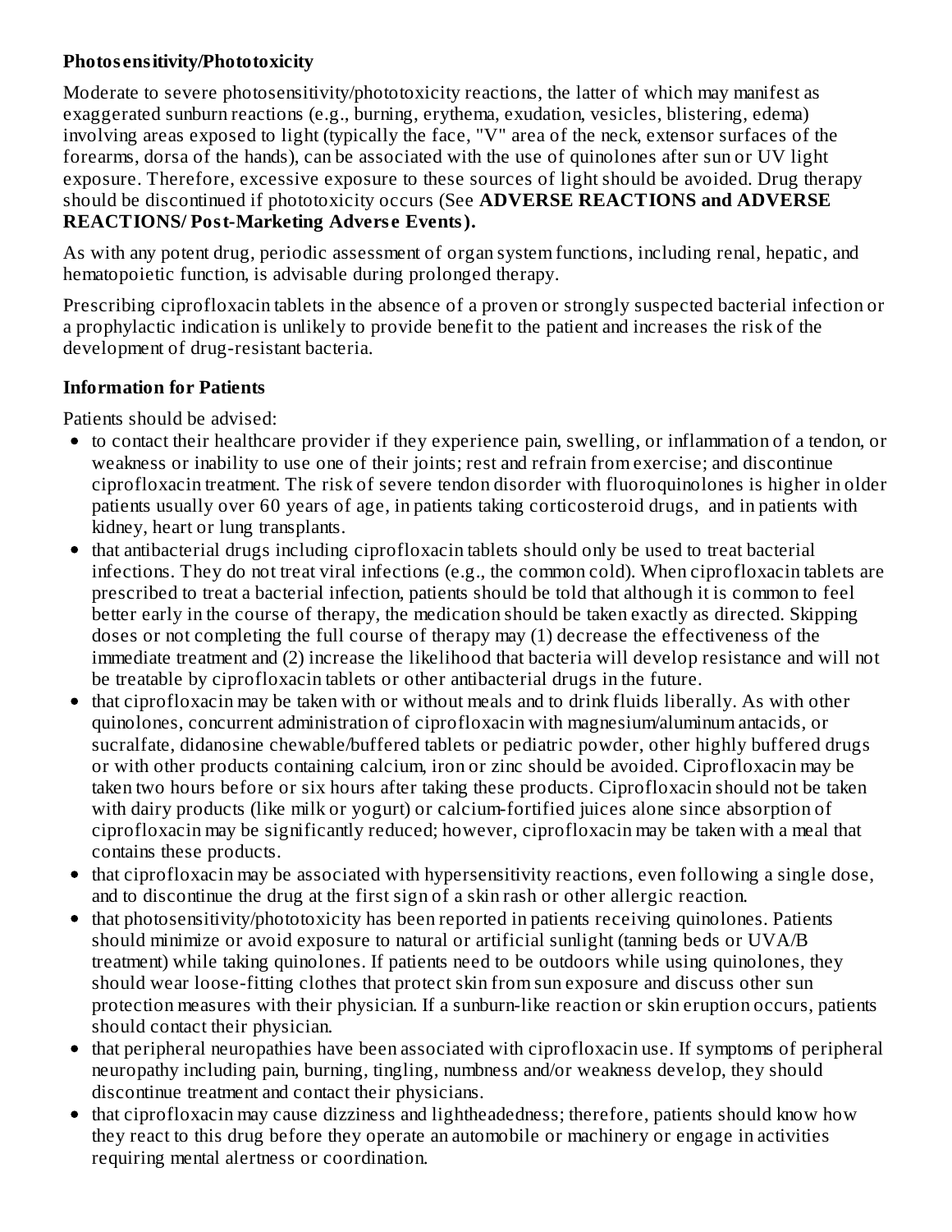**Photosensitivity/Phototoxicity**

Moderate to severe photosensitivity/phototoxicity reactions, the latter of which may manifest as exaggerated sunburn reactions (e.g., burning, erythema, exudation, vesicles, blistering, edema) involving areas exposed to light (typically the face, "V" area of the neck, extensor surfaces of the forearms, dorsa of the hands), can be associated with the use of quinolones after sun or UV light exposure. Therefore, excessive exposure to these sources of light should be avoided. Drug therapy should be discontinued if phototoxicity occurs (See **ADVERSE REACTIONS and ADVERSE REACTIONS/ Post-Marketing Adverse Events).**

As with any potent drug, periodic assessment of organ system functions, including renal, hepatic, and hematopoietic function, is advisable during prolonged therapy.

Prescribing ciprofloxacin tablets in the absence of a proven or strongly suspected bacterial infection or a prophylactic indication is unlikely to provide benefit to the patient and increases the risk of the development of drug-resistant bacteria.

**Information for Patients**

Patients should be advised:

- to contact their healthcare provider if they experience pain, swelling, or inflammation of a tendon, or weakness or inability to use one of their joints; rest and refrain from exercise; and discontinue ciprofloxacin treatment. The risk of severe tendon disorder with fluoroquinolones is higher in older patients usually over 60 years of age, in patients taking corticosteroid drugs, and in patients with kidney, heart or lung transplants.
- that antibacterial drugs including ciprofloxacin tablets should only be used to treat bacterial infections. They do not treat viral infections (e.g., the common cold). When ciprofloxacin tablets are prescribed to treat a bacterial infection, patients should be told that although it is common to feel better early in the course of therapy, the medication should be taken exactly as directed. Skipping doses or not completing the full course of therapy may (1) decrease the effectiveness of the immediate treatment and (2) increase the likelihood that bacteria will develop resistance and will not be treatable by ciprofloxacin tablets or other antibacterial drugs in the future.
- that ciprofloxacin may be taken with or without meals and to drink fluids liberally. As with other quinolones, concurrent administration of ciprofloxacin with magnesium/aluminum antacids, or sucralfate, didanosine chewable/buffered tablets or pediatric powder, other highly buffered drugs or with other products containing calcium, iron or zinc should be avoided. Ciprofloxacin may be taken two hours before or six hours after taking these products. Ciprofloxacin should not be taken with dairy products (like milk or yogurt) or calcium-fortified juices alone since absorption of ciprofloxacin may be significantly reduced; however, ciprofloxacin may be taken with a meal that contains these products.
- that ciprofloxacin may be associated with hypersensitivity reactions, even following a single dose, and to discontinue the drug at the first sign of a skin rash or other allergic reaction.
- that photosensitivity/phototoxicity has been reported in patients receiving quinolones. Patients should minimize or avoid exposure to natural or artificial sunlight (tanning beds or UVA/B treatment) while taking quinolones. If patients need to be outdoors while using quinolones, they should wear loose-fitting clothes that protect skin from sun exposure and discuss other sun protection measures with their physician. If a sunburn-like reaction or skin eruption occurs, patients should contact their physician.
- that peripheral neuropathies have been associated with ciprofloxacin use. If symptoms of peripheral neuropathy including pain, burning, tingling, numbness and/or weakness develop, they should discontinue treatment and contact their physicians.
- that ciprofloxacin may cause dizziness and lightheadedness; therefore, patients should know how they react to this drug before they operate an automobile or machinery or engage in activities requiring mental alertness or coordination.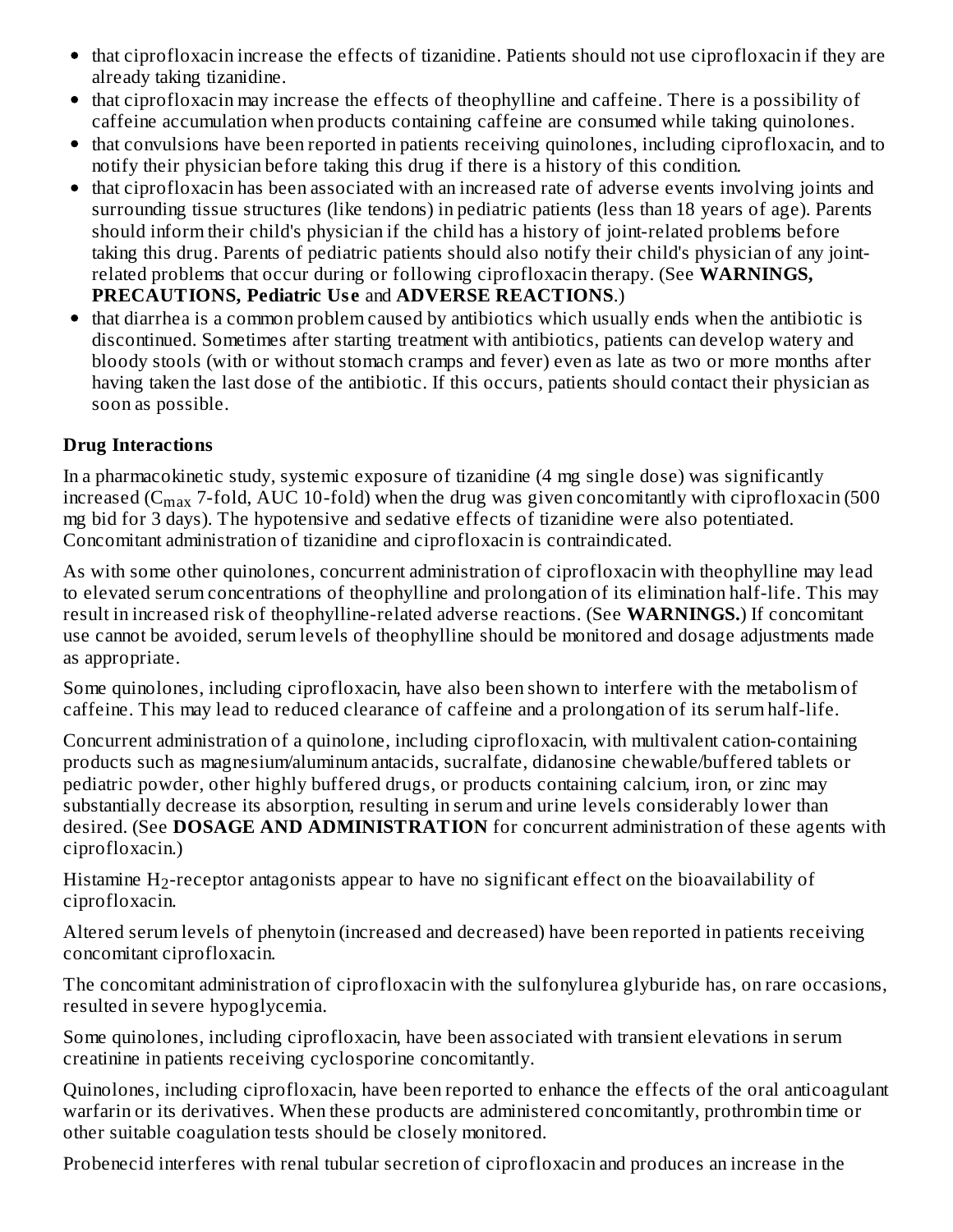- that ciprofloxacin increase the effects of tizanidine. Patients should not use ciprofloxacin if they are already taking tizanidine.
- that ciprofloxacin may increase the effects of theophylline and caffeine. There is a possibility of caffeine accumulation when products containing caffeine are consumed while taking quinolones.
- that convulsions have been reported in patients receiving quinolones, including ciprofloxacin, and to notify their physician before taking this drug if there is a history of this condition.
- that ciprofloxacin has been associated with an increased rate of adverse events involving joints and surrounding tissue structures (like tendons) in pediatric patients (less than 18 years of age). Parents should inform their child's physician if the child has a history of joint-related problems before taking this drug. Parents of pediatric patients should also notify their child's physician of any joint-related problems that occur during or following ciprofloxacin therapy. (See **WARNINGS, PRECAUTIONS, Pediatric Use** and **ADVERSE REACTIONS**.)
- that diarrhea is a common problem caused by antibiotics which usually ends when the antibiotic is discontinued. Sometimes after starting treatment with antibiotics, patients can develop watery and bloody stools (with or without stomach cramps and fever) even as late as two or more months after having taken the last dose of the antibiotic. If this occurs, patients should contact their physician as soon as possible.

### Drug Interactions

In a pharmacokinetic study, systemic exposure of tizanidine (4 mg single dose) was significantly increased ($C_{max}$ 7-fold, AUC 10-fold) when the drug was given concomitantly with ciprofloxacin (500 mg bid for 3 days). The hypotensive and sedative effects of tizanidine were also potentiated. Concomitant administration of tizanidine and ciprofloxacin is contraindicated.

As with some other quinolones, concurrent administration of ciprofloxacin with theophylline may lead to elevated serum concentrations of theophylline and prolongation of its elimination half-life. This may result in increased risk of theophylline-related adverse reactions. (See **WARNINGS.**) If concomitant use cannot be avoided, serum levels of theophylline should be monitored and dosage adjustments made as appropriate.

Some quinolones, including ciprofloxacin, have also been shown to interfere with the metabolism of caffeine. This may lead to reduced clearance of caffeine and a prolongation of its serum half-life.

Concurrent administration of a quinolone, including ciprofloxacin, with multivalent cation-containing products such as magnesium/aluminum antacids, sucralfate, didanosine chewable/buffered tablets or pediatric powder, other highly buffered drugs, or products containing calcium, iron, or zinc may substantially decrease its absorption, resulting in serum and urine levels considerably lower than desired. (See **DOSAGE AND ADMINISTRATION** for concurrent administration of these agents with ciprofloxacin.)

Histamine $H_2$-receptor antagonists appear to have no significant effect on the bioavailability of ciprofloxacin.

Altered serum levels of phenytoin (increased and decreased) have been reported in patients receiving concomitant ciprofloxacin.

The concomitant administration of ciprofloxacin with the sulfonylurea glyburide has, on rare occasions, resulted in severe hypoglycemia.

Some quinolones, including ciprofloxacin, have been associated with transient elevations in serum creatinine in patients receiving cyclosporine concomitantly.

Quinolones, including ciprofloxacin, have been reported to enhance the effects of the oral anticoagulant warfarin or its derivatives. When these products are administered concomitantly, prothrombin time or other suitable coagulation tests should be closely monitored.

Probenecid interferes with renal tubular secretion of ciprofloxacin and produces an increase in the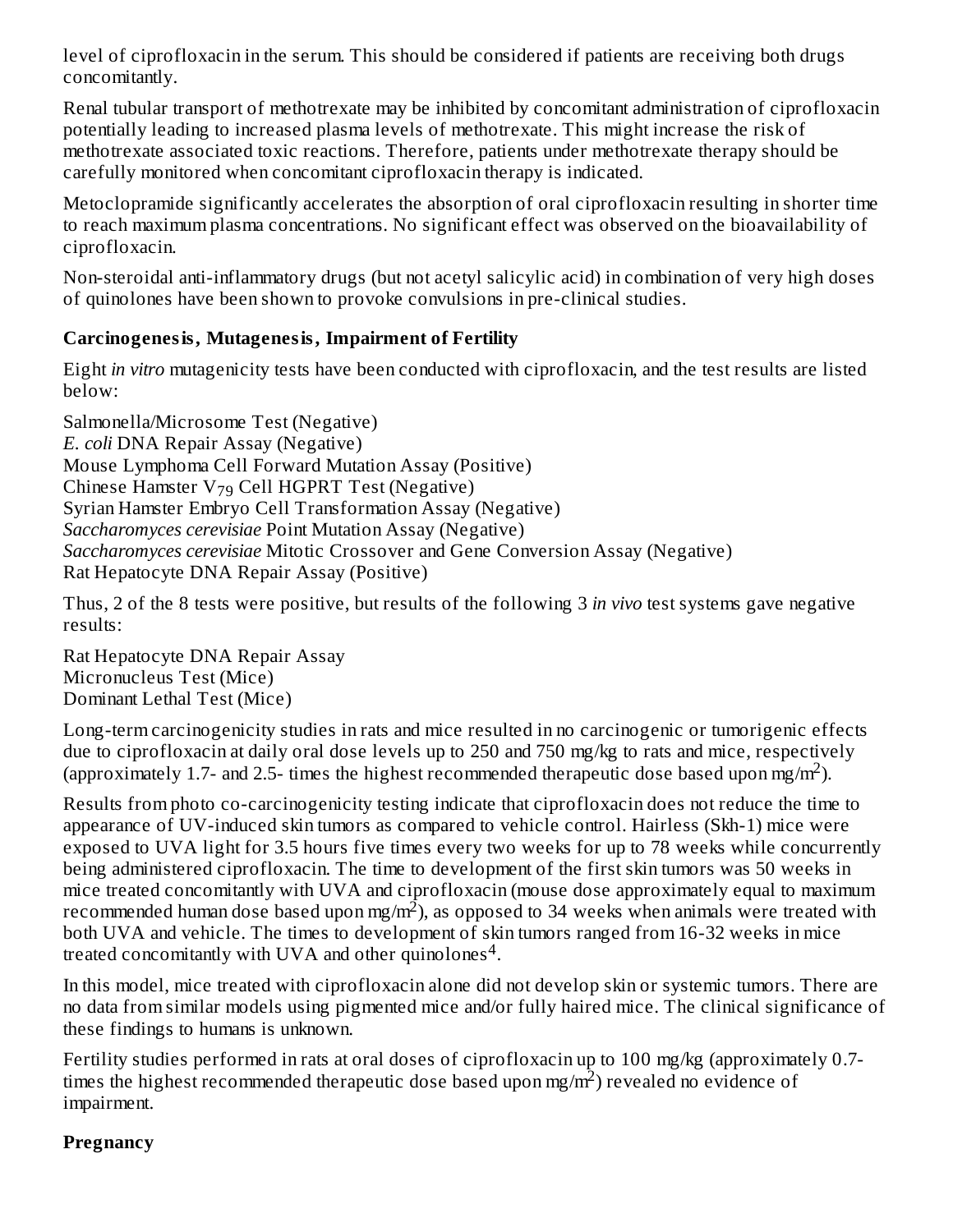level of ciprofloxacin in the serum. This should be considered if patients are receiving both drugs concomitantly.

Renal tubular transport of methotrexate may be inhibited by concomitant administration of ciprofloxacin potentially leading to increased plasma levels of methotrexate. This might increase the risk of methotrexate associated toxic reactions. Therefore, patients under methotrexate therapy should be carefully monitored when concomitant ciprofloxacin therapy is indicated.

Metoclopramide significantly accelerates the absorption of oral ciprofloxacin resulting in shorter time to reach maximum plasma concentrations. No significant effect was observed on the bioavailability of ciprofloxacin.

Non-steroidal anti-inflammatory drugs (but not acetyl salicylic acid) in combination of very high doses of quinolones have been shown to provoke convulsions in pre-clinical studies.

**Carcinogenesis, Mutagenesis, Impairment of Fertility**

Eight *in vitro* mutagenicity tests have been conducted with ciprofloxacin, and the test results are listed below:

Salmonella/Microsome Test (Negative)
*E. coli* DNA Repair Assay (Negative)
Mouse Lymphoma Cell Forward Mutation Assay (Positive)
Chinese Hamster $V_{79}$ Cell HGPRT Test (Negative)
Syrian Hamster Embryo Cell Transformation Assay (Negative)
*Saccharomyces cerevisiae* Point Mutation Assay (Negative)
*Saccharomyces cerevisiae* Mitotic Crossover and Gene Conversion Assay (Negative)
Rat Hepatocyte DNA Repair Assay (Positive)

Thus, 2 of the 8 tests were positive, but results of the following 3 *in vivo* test systems gave negative results:

Rat Hepatocyte DNA Repair Assay
Micronucleus Test (Mice)
Dominant Lethal Test (Mice)

Long-term carcinogenicity studies in rats and mice resulted in no carcinogenic or tumorigenic effects due to ciprofloxacin at daily oral dose levels up to 250 and 750 mg/kg to rats and mice, respectively (approximately 1.7- and 2.5- times the highest recommended therapeutic dose based upon $mg/m^2$).

Results from photo co-carcinogenicity testing indicate that ciprofloxacin does not reduce the time to appearance of UV-induced skin tumors as compared to vehicle control. Hairless (Skh-1) mice were exposed to UVA light for 3.5 hours five times every two weeks for up to 78 weeks while concurrently being administered ciprofloxacin. The time to development of the first skin tumors was 50 weeks in mice treated concomitantly with UVA and ciprofloxacin (mouse dose approximately equal to maximum recommended human dose based upon $mg/m^2$), as opposed to 34 weeks when animals were treated with both UVA and vehicle. The times to development of skin tumors ranged from 16-32 weeks in mice treated concomitantly with UVA and other quinolones[4].

In this model, mice treated with ciprofloxacin alone did not develop skin or systemic tumors. There are no data from similar models using pigmented mice and/or fully haired mice. The clinical significance of these findings to humans is unknown.

Fertility studies performed in rats at oral doses of ciprofloxacin up to 100 mg/kg (approximately 0.7- times the highest recommended therapeutic dose based upon $mg/m^2$) revealed no evidence of impairment.

**Pregnancy**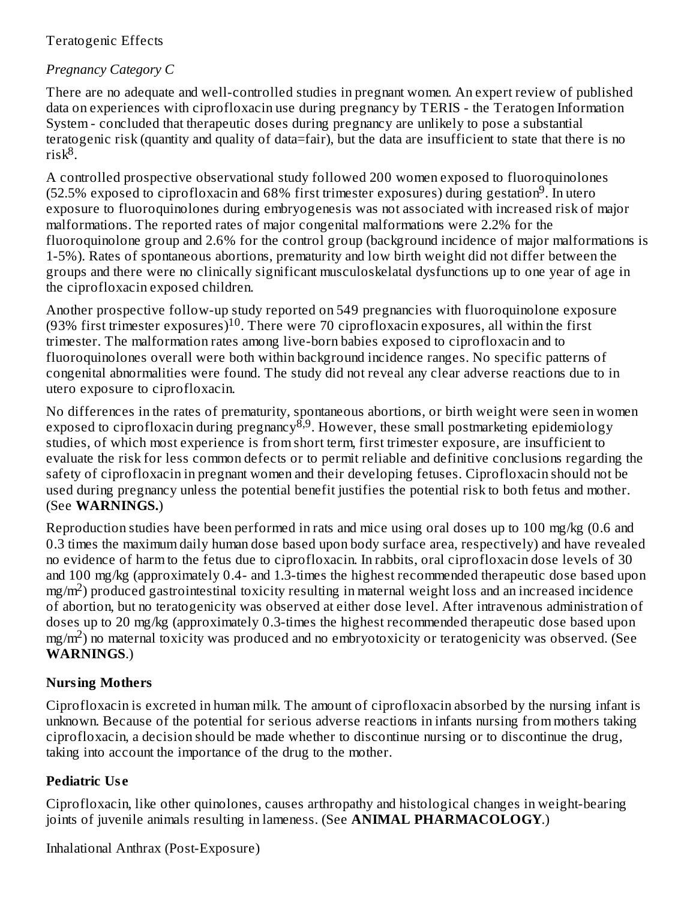Teratogenic Effects

*Pregnancy Category C*

There are no adequate and well-controlled studies in pregnant women. An expert review of published data on experiences with ciprofloxacin use during pregnancy by TERIS - the Teratogen Information System - concluded that therapeutic doses during pregnancy are unlikely to pose a substantial teratogenic risk (quantity and quality of data=fair), but the data are insufficient to state that there is no risk[8].

A controlled prospective observational study followed 200 women exposed to fluoroquinolones (52.5% exposed to ciprofloxacin and 68% first trimester exposures) during gestation[9]. In utero exposure to fluoroquinolones during embryogenesis was not associated with increased risk of major malformations. The reported rates of major congenital malformations were 2.2% for the fluoroquinolone group and 2.6% for the control group (background incidence of major malformations is 1-5%). Rates of spontaneous abortions, prematurity and low birth weight did not differ between the groups and there were no clinically significant musculoskelatal dysfunctions up to one year of age in the ciprofloxacin exposed children.

Another prospective follow-up study reported on 549 pregnancies with fluoroquinolone exposure (93% first trimester exposures)[10]. There were 70 ciprofloxacin exposures, all within the first trimester. The malformation rates among live-born babies exposed to ciprofloxacin and to fluoroquinolones overall were both within background incidence ranges. No specific patterns of congenital abnormalities were found. The study did not reveal any clear adverse reactions due to in utero exposure to ciprofloxacin.

No differences in the rates of prematurity, spontaneous abortions, or birth weight were seen in women exposed to ciprofloxacin during pregnancy[8,9]. However, these small postmarketing epidemiology studies, of which most experience is from short term, first trimester exposure, are insufficient to evaluate the risk for less common defects or to permit reliable and definitive conclusions regarding the safety of ciprofloxacin in pregnant women and their developing fetuses. Ciprofloxacin should not be used during pregnancy unless the potential benefit justifies the potential risk to both fetus and mother. (See **WARNINGS.**)

Reproduction studies have been performed in rats and mice using oral doses up to 100 mg/kg (0.6 and 0.3 times the maximum daily human dose based upon body surface area, respectively) and have revealed no evidence of harm to the fetus due to ciprofloxacin. In rabbits, oral ciprofloxacin dose levels of 30 and 100 mg/kg (approximately 0.4- and 1.3-times the highest recommended therapeutic dose based upon $mg/m^2$) produced gastrointestinal toxicity resulting in maternal weight loss and an increased incidence of abortion, but no teratogenicity was observed at either dose level. After intravenous administration of doses up to 20 mg/kg (approximately 0.3-times the highest recommended therapeutic dose based upon $mg/m^2$) no maternal toxicity was produced and no embryotoxicity or teratogenicity was observed. (See **WARNINGS**.)

### Nursing Mothers

Ciprofloxacin is excreted in human milk. The amount of ciprofloxacin absorbed by the nursing infant is unknown. Because of the potential for serious adverse reactions in infants nursing from mothers taking ciprofloxacin, a decision should be made whether to discontinue nursing or to discontinue the drug, taking into account the importance of the drug to the mother.

### Pediatric Use

Ciprofloxacin, like other quinolones, causes arthropathy and histological changes in weight-bearing joints of juvenile animals resulting in lameness. (See **ANIMAL PHARMACOLOGY**.)

Inhalational Anthrax (Post-Exposure)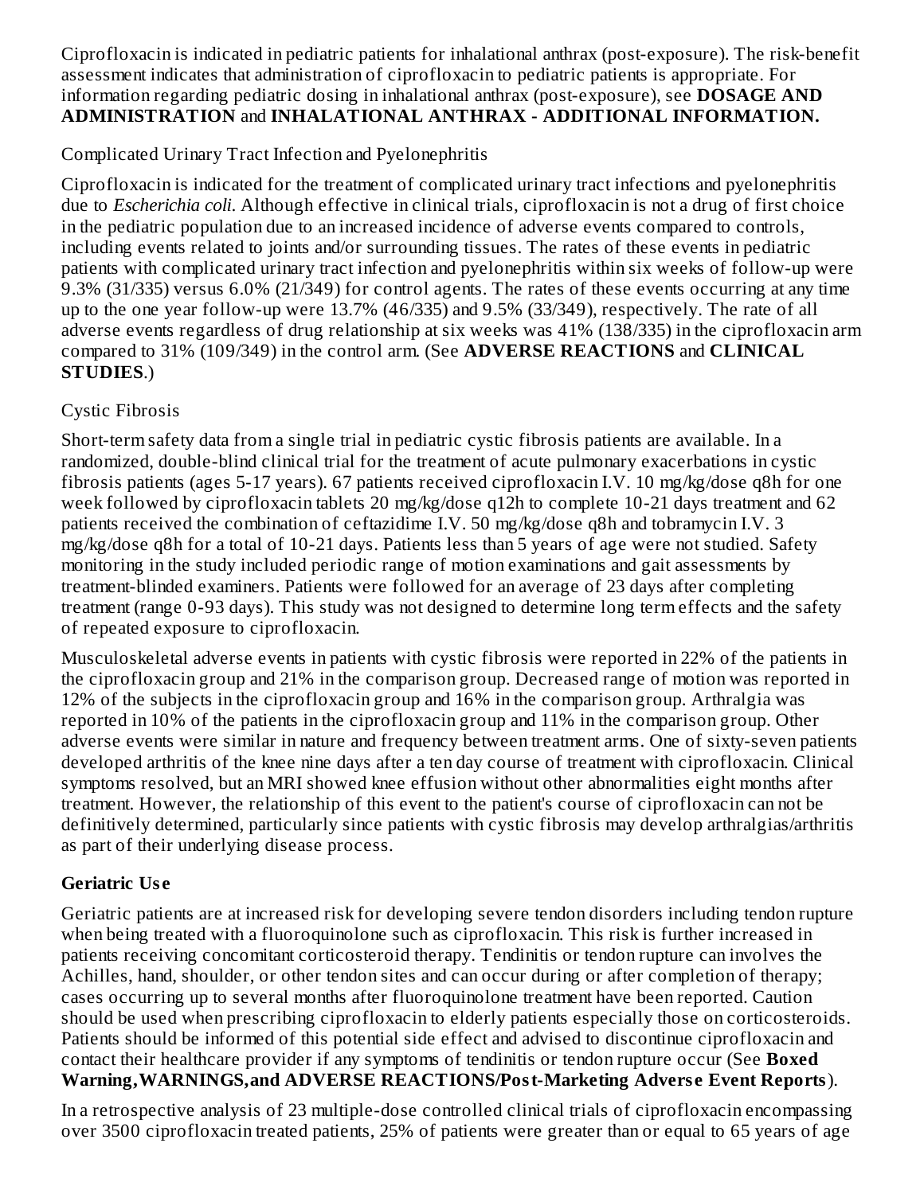Ciprofloxacin is indicated in pediatric patients for inhalational anthrax (post-exposure). The risk-benefit assessment indicates that administration of ciprofloxacin to pediatric patients is appropriate. For information regarding pediatric dosing in inhalational anthrax (post-exposure), see **DOSAGE AND ADMINISTRATION** and **INHALATIONAL ANTHRAX - ADDITIONAL INFORMATION.**

Complicated Urinary Tract Infection and Pyelonephritis

Ciprofloxacin is indicated for the treatment of complicated urinary tract infections and pyelonephritis due to *Escherichia coli*. Although effective in clinical trials, ciprofloxacin is not a drug of first choice in the pediatric population due to an increased incidence of adverse events compared to controls, including events related to joints and/or surrounding tissues. The rates of these events in pediatric patients with complicated urinary tract infection and pyelonephritis within six weeks of follow-up were 9.3% (31/335) versus 6.0% (21/349) for control agents. The rates of these events occurring at any time up to the one year follow-up were 13.7% (46/335) and 9.5% (33/349), respectively. The rate of all adverse events regardless of drug relationship at six weeks was 41% (138/335) in the ciprofloxacin arm compared to 31% (109/349) in the control arm. (See **ADVERSE REACTIONS** and **CLINICAL STUDIES**.)

Cystic Fibrosis

Short-term safety data from a single trial in pediatric cystic fibrosis patients are available. In a randomized, double-blind clinical trial for the treatment of acute pulmonary exacerbations in cystic fibrosis patients (ages 5-17 years). 67 patients received ciprofloxacin I.V. 10 mg/kg/dose q8h for one week followed by ciprofloxacin tablets 20 mg/kg/dose q12h to complete 10-21 days treatment and 62 patients received the combination of ceftazidime I.V. 50 mg/kg/dose q8h and tobramycin I.V. 3 mg/kg/dose q8h for a total of 10-21 days. Patients less than 5 years of age were not studied. Safety monitoring in the study included periodic range of motion examinations and gait assessments by treatment-blinded examiners. Patients were followed for an average of 23 days after completing treatment (range 0-93 days). This study was not designed to determine long term effects and the safety of repeated exposure to ciprofloxacin.

Musculoskeletal adverse events in patients with cystic fibrosis were reported in 22% of the patients in the ciprofloxacin group and 21% in the comparison group. Decreased range of motion was reported in 12% of the subjects in the ciprofloxacin group and 16% in the comparison group. Arthralgia was reported in 10% of the patients in the ciprofloxacin group and 11% in the comparison group. Other adverse events were similar in nature and frequency between treatment arms. One of sixty-seven patients developed arthritis of the knee nine days after a ten day course of treatment with ciprofloxacin. Clinical symptoms resolved, but an MRI showed knee effusion without other abnormalities eight months after treatment. However, the relationship of this event to the patient's course of ciprofloxacin can not be definitively determined, particularly since patients with cystic fibrosis may develop arthralgias/arthritis as part of their underlying disease process.

**Geriatric Use**

Geriatric patients are at increased risk for developing severe tendon disorders including tendon rupture when being treated with a fluoroquinolone such as ciprofloxacin. This risk is further increased in patients receiving concomitant corticosteroid therapy. Tendinitis or tendon rupture can involves the Achilles, hand, shoulder, or other tendon sites and can occur during or after completion of therapy; cases occurring up to several months after fluoroquinolone treatment have been reported. Caution should be used when prescribing ciprofloxacin to elderly patients especially those on corticosteroids. Patients should be informed of this potential side effect and advised to discontinue ciprofloxacin and contact their healthcare provider if any symptoms of tendinitis or tendon rupture occur (See **Boxed Warning, WARNINGS, and ADVERSE REACTIONS/Post-Marketing Adverse Event Reports**).

In a retrospective analysis of 23 multiple-dose controlled clinical trials of ciprofloxacin encompassing over 3500 ciprofloxacin treated patients, 25% of patients were greater than or equal to 65 years of age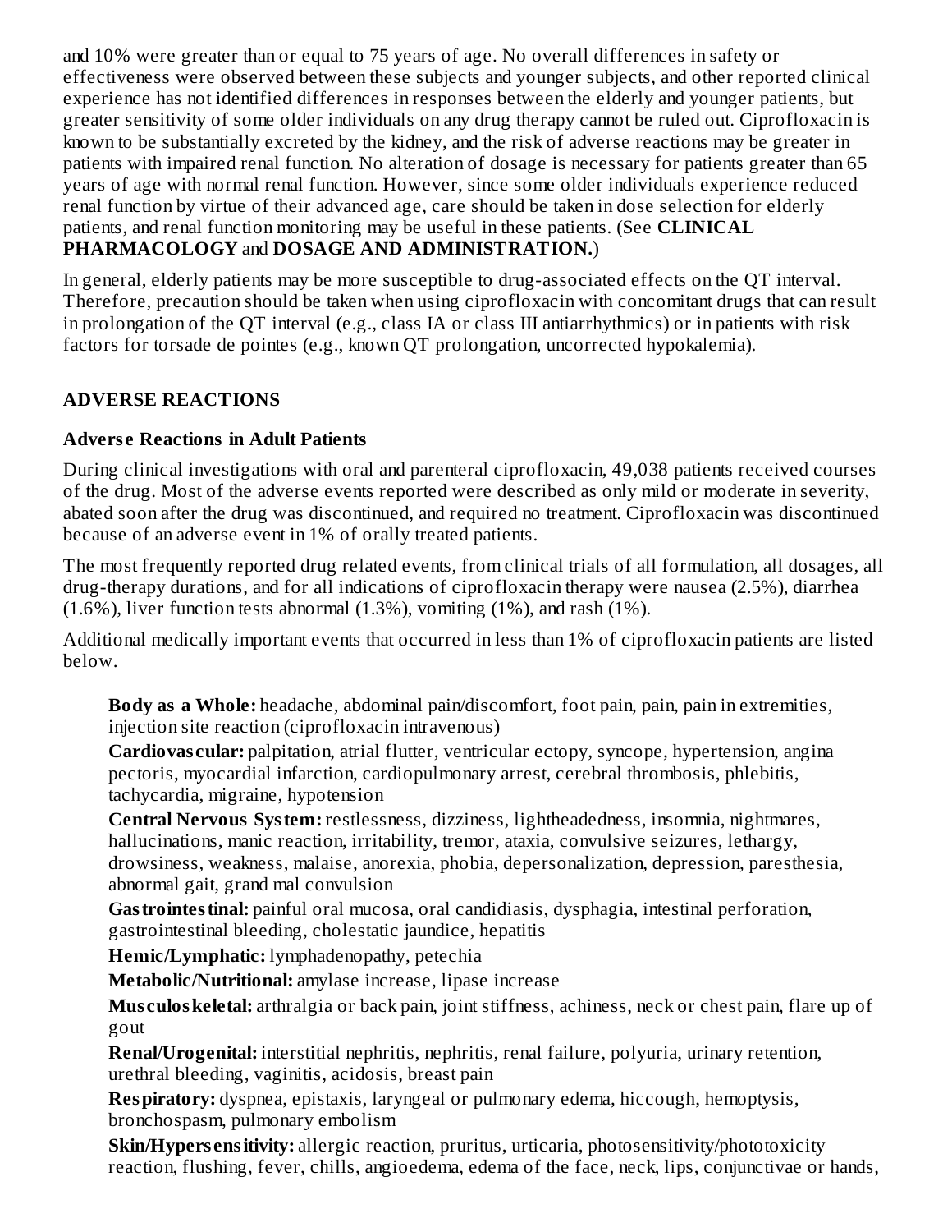and 10% were greater than or equal to 75 years of age. No overall differences in safety or effectiveness were observed between these subjects and younger subjects, and other reported clinical experience has not identified differences in responses between the elderly and younger patients, but greater sensitivity of some older individuals on any drug therapy cannot be ruled out. Ciprofloxacin is known to be substantially excreted by the kidney, and the risk of adverse reactions may be greater in patients with impaired renal function. No alteration of dosage is necessary for patients greater than 65 years of age with normal renal function. However, since some older individuals experience reduced renal function by virtue of their advanced age, care should be taken in dose selection for elderly patients, and renal function monitoring may be useful in these patients. (See **CLINICAL PHARMACOLOGY** and **DOSAGE AND ADMINISTRATION.**)

In general, elderly patients may be more susceptible to drug-associated effects on the QT interval. Therefore, precaution should be taken when using ciprofloxacin with concomitant drugs that can result in prolongation of the QT interval (e.g., class IA or class III antiarrhythmics) or in patients with risk factors for torsade de pointes (e.g., known QT prolongation, uncorrected hypokalemia).

## ADVERSE REACTIONS

### Adverse Reactions in Adult Patients

During clinical investigations with oral and parenteral ciprofloxacin, 49,038 patients received courses of the drug. Most of the adverse events reported were described as only mild or moderate in severity, abated soon after the drug was discontinued, and required no treatment. Ciprofloxacin was discontinued because of an adverse event in 1% of orally treated patients.

The most frequently reported drug related events, from clinical trials of all formulation, all dosages, all drug-therapy durations, and for all indications of ciprofloxacin therapy were nausea (2.5%), diarrhea (1.6%), liver function tests abnormal (1.3%), vomiting (1%), and rash (1%).

Additional medically important events that occurred in less than 1% of ciprofloxacin patients are listed below.

**Body as a Whole:** headache, abdominal pain/discomfort, foot pain, pain, pain in extremities, injection site reaction (ciprofloxacin intravenous)

**Cardiovascular:** palpitation, atrial flutter, ventricular ectopy, syncope, hypertension, angina pectoris, myocardial infarction, cardiopulmonary arrest, cerebral thrombosis, phlebitis, tachycardia, migraine, hypotension

**Central Nervous System:** restlessness, dizziness, lightheadedness, insomnia, nightmares, hallucinations, manic reaction, irritability, tremor, ataxia, convulsive seizures, lethargy, drowsiness, weakness, malaise, anorexia, phobia, depersonalization, depression, paresthesia, abnormal gait, grand mal convulsion

**Gastrointestinal:** painful oral mucosa, oral candidiasis, dysphagia, intestinal perforation, gastrointestinal bleeding, cholestatic jaundice, hepatitis

**Hemic/Lymphatic:** lymphadenopathy, petechia

**Metabolic/Nutritional:** amylase increase, lipase increase

**Musculoskeletal:** arthralgia or back pain, joint stiffness, achiness, neck or chest pain, flare up of gout

**Renal/Urogenital:** interstitial nephritis, nephritis, renal failure, polyuria, urinary retention, urethral bleeding, vaginitis, acidosis, breast pain

**Respiratory:** dyspnea, epistaxis, laryngeal or pulmonary edema, hiccough, hemoptysis, bronchospasm, pulmonary embolism

**Skin/Hypersensitivity:** allergic reaction, pruritus, urticaria, photosensitivity/phototoxicity reaction, flushing, fever, chills, angioedema, edema of the face, neck, lips, conjunctivae or hands,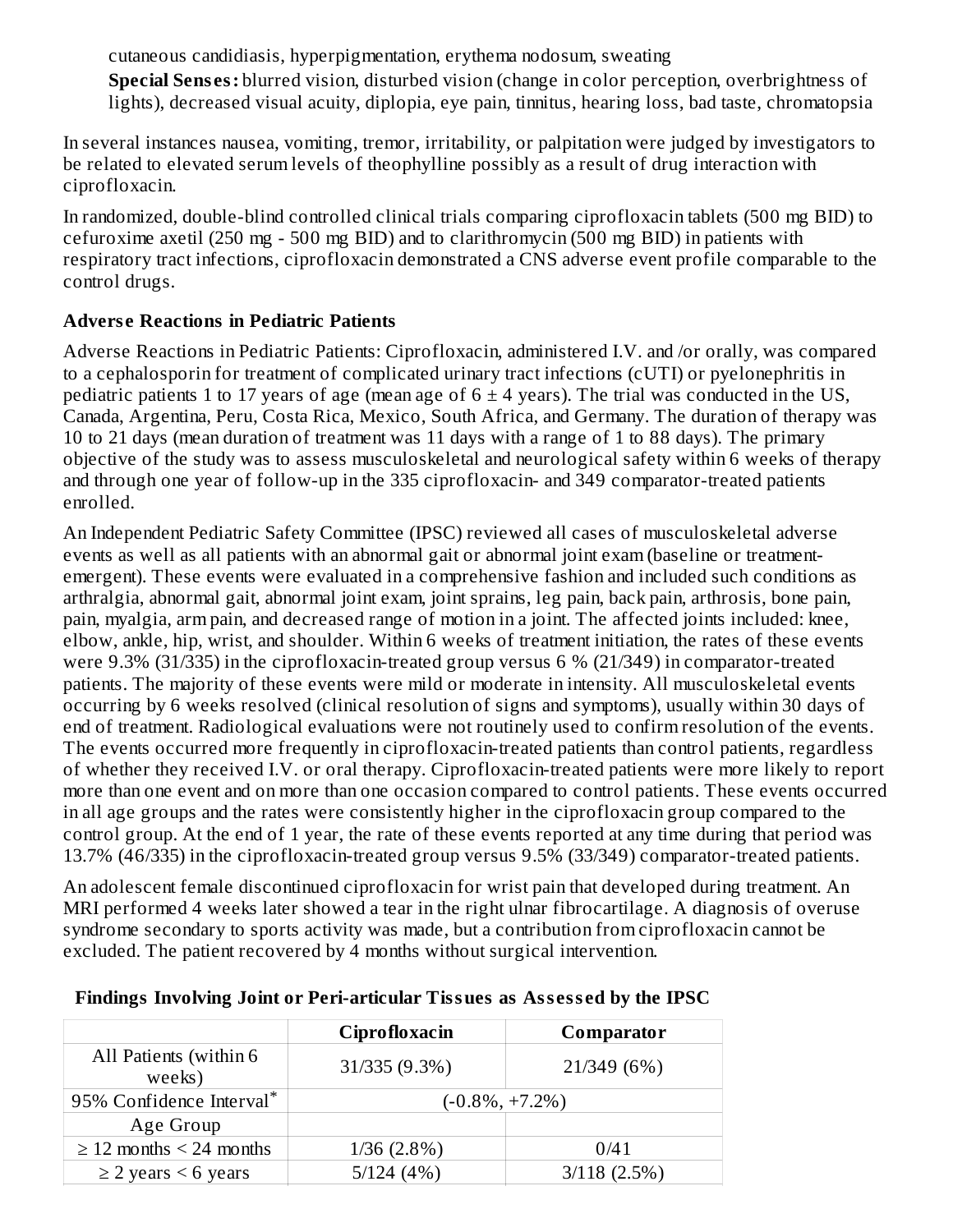cutaneous candidiasis, hyperpigmentation, erythema nodosum, sweating

**Special Senses:** blurred vision, disturbed vision (change in color perception, overbrightness of lights), decreased visual acuity, diplopia, eye pain, tinnitus, hearing loss, bad taste, chromatopsia

In several instances nausea, vomiting, tremor, irritability, or palpitation were judged by investigators to be related to elevated serum levels of theophylline possibly as a result of drug interaction with ciprofloxacin.

In randomized, double-blind controlled clinical trials comparing ciprofloxacin tablets (500 mg BID) to cefuroxime axetil (250 mg - 500 mg BID) and to clarithromycin (500 mg BID) in patients with respiratory tract infections, ciprofloxacin demonstrated a CNS adverse event profile comparable to the control drugs.

### Adverse Reactions in Pediatric Patients

Adverse Reactions in Pediatric Patients: Ciprofloxacin, administered I.V. and /or orally, was compared to a cephalosporin for treatment of complicated urinary tract infections (cUTI) or pyelonephritis in pediatric patients 1 to 17 years of age (mean age of 6 ± 4 years). The trial was conducted in the US, Canada, Argentina, Peru, Costa Rica, Mexico, South Africa, and Germany. The duration of therapy was 10 to 21 days (mean duration of treatment was 11 days with a range of 1 to 88 days). The primary objective of the study was to assess musculoskeletal and neurological safety within 6 weeks of therapy and through one year of follow-up in the 335 ciprofloxacin- and 349 comparator-treated patients enrolled.

An Independent Pediatric Safety Committee (IPSC) reviewed all cases of musculoskeletal adverse events as well as all patients with an abnormal gait or abnormal joint exam (baseline or treatment-emergent). These events were evaluated in a comprehensive fashion and included such conditions as arthralgia, abnormal gait, abnormal joint exam, joint sprains, leg pain, back pain, arthrosis, bone pain, pain, myalgia, arm pain, and decreased range of motion in a joint. The affected joints included: knee, elbow, ankle, hip, wrist, and shoulder. Within 6 weeks of treatment initiation, the rates of these events were 9.3% (31/335) in the ciprofloxacin-treated group versus 6 % (21/349) in comparator-treated patients. The majority of these events were mild or moderate in intensity. All musculoskeletal events occurring by 6 weeks resolved (clinical resolution of signs and symptoms), usually within 30 days of end of treatment. Radiological evaluations were not routinely used to confirm resolution of the events. The events occurred more frequently in ciprofloxacin-treated patients than control patients, regardless of whether they received I.V. or oral therapy. Ciprofloxacin-treated patients were more likely to report more than one event and on more than one occasion compared to control patients. These events occurred in all age groups and the rates were consistently higher in the ciprofloxacin group compared to the control group. At the end of 1 year, the rate of these events reported at any time during that period was 13.7% (46/335) in the ciprofloxacin-treated group versus 9.5% (33/349) comparator-treated patients.

An adolescent female discontinued ciprofloxacin for wrist pain that developed during treatment. An MRI performed 4 weeks later showed a tear in the right ulnar fibrocartilage. A diagnosis of overuse syndrome secondary to sports activity was made, but a contribution from ciprofloxacin cannot be excluded. The patient recovered by 4 months without surgical intervention.

**Findings Involving Joint or Peri-articular Tissues as Assessed by the IPSC**

| | Ciprofloxacin | Comparator |
|---|---|---|
| All Patients (within 6 weeks) | 31/335 (9.3%) | 21/349 (6%) |
| 95% Confidence Interval* | (-0.8%, +7.2%) | |
| Age Group | | |
| ≥ 12 months < 24 months | 1/36 (2.8%) | 0/41 |
| ≥ 2 years < 6 years | 5/124 (4%) | 3/118 (2.5%) |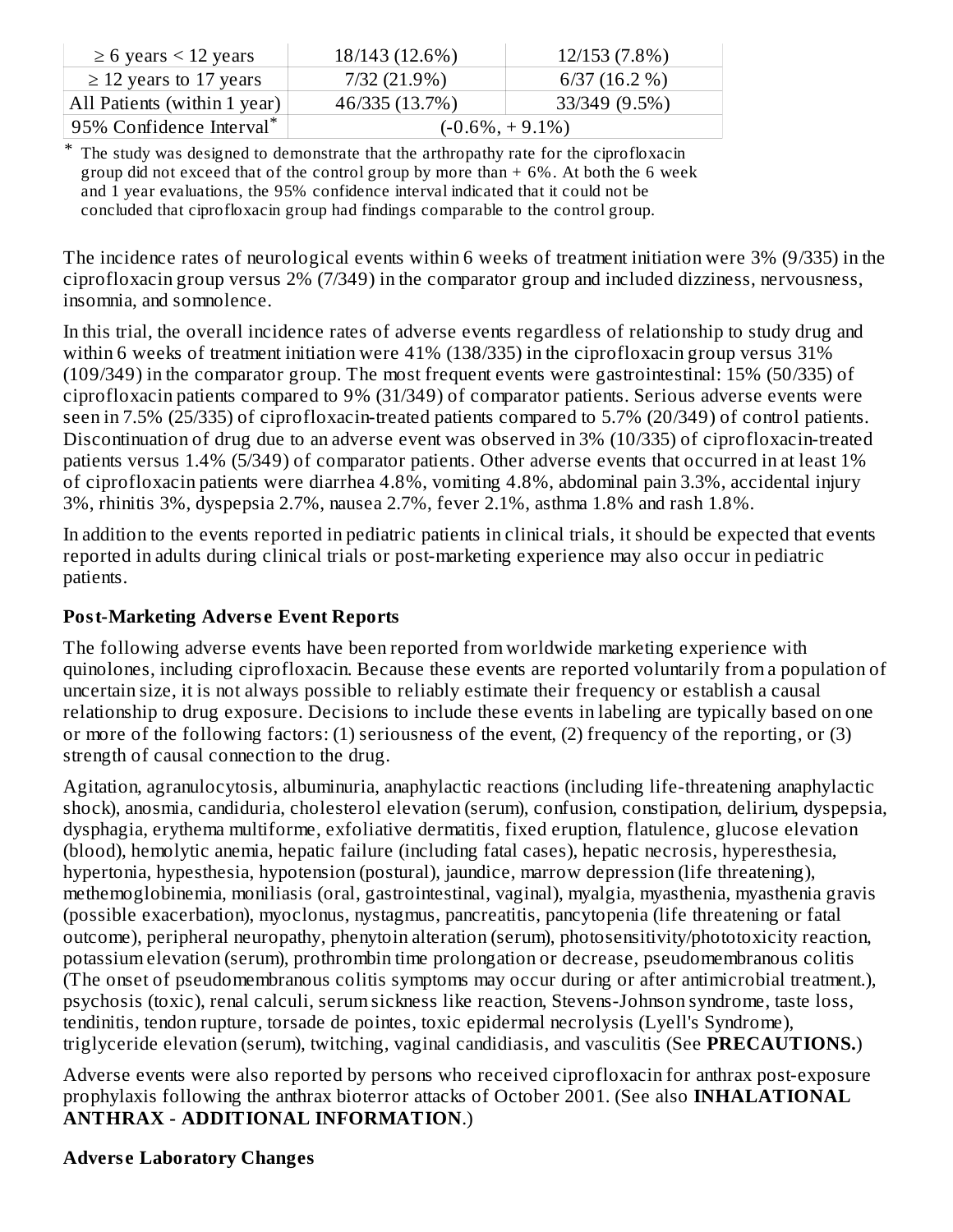| | | |
|---|---|---|
| ≥ 6 years < 12 years | 18/143 (12.6%) | 12/153 (7.8%) |
| ≥ 12 years to 17 years | 7/32 (21.9%) | 6/37 (16.2 %) |
| All Patients (within 1 year) | 46/335 (13.7%) | 33/349 (9.5%) |
| 95% Confidence Interval* | (-0.6%, + 9.1%) | |

\* The study was designed to demonstrate that the arthropathy rate for the ciprofloxacin group did not exceed that of the control group by more than + 6%. At both the 6 week and 1 year evaluations, the 95% confidence interval indicated that it could not be concluded that ciprofloxacin group had findings comparable to the control group.

The incidence rates of neurological events within 6 weeks of treatment initiation were 3% (9/335) in the ciprofloxacin group versus 2% (7/349) in the comparator group and included dizziness, nervousness, insomnia, and somnolence.

In this trial, the overall incidence rates of adverse events regardless of relationship to study drug and within 6 weeks of treatment initiation were 41% (138/335) in the ciprofloxacin group versus 31% (109/349) in the comparator group. The most frequent events were gastrointestinal: 15% (50/335) of ciprofloxacin patients compared to 9% (31/349) of comparator patients. Serious adverse events were seen in 7.5% (25/335) of ciprofloxacin-treated patients compared to 5.7% (20/349) of control patients. Discontinuation of drug due to an adverse event was observed in 3% (10/335) of ciprofloxacin-treated patients versus 1.4% (5/349) of comparator patients. Other adverse events that occurred in at least 1% of ciprofloxacin patients were diarrhea 4.8%, vomiting 4.8%, abdominal pain 3.3%, accidental injury 3%, rhinitis 3%, dyspepsia 2.7%, nausea 2.7%, fever 2.1%, asthma 1.8% and rash 1.8%.

In addition to the events reported in pediatric patients in clinical trials, it should be expected that events reported in adults during clinical trials or post-marketing experience may also occur in pediatric patients.

**Post-Marketing Adverse Event Reports**

The following adverse events have been reported from worldwide marketing experience with quinolones, including ciprofloxacin. Because these events are reported voluntarily from a population of uncertain size, it is not always possible to reliably estimate their frequency or establish a causal relationship to drug exposure. Decisions to include these events in labeling are typically based on one or more of the following factors: (1) seriousness of the event, (2) frequency of the reporting, or (3) strength of causal connection to the drug.

Agitation, agranulocytosis, albuminuria, anaphylactic reactions (including life-threatening anaphylactic shock), anosmia, candiduria, cholesterol elevation (serum), confusion, constipation, delirium, dyspepsia, dysphagia, erythema multiforme, exfoliative dermatitis, fixed eruption, flatulence, glucose elevation (blood), hemolytic anemia, hepatic failure (including fatal cases), hepatic necrosis, hyperesthesia, hypertonia, hypesthesia, hypotension (postural), jaundice, marrow depression (life threatening), methemoglobinemia, moniliasis (oral, gastrointestinal, vaginal), myalgia, myasthenia, myasthenia gravis (possible exacerbation), myoclonus, nystagmus, pancreatitis, pancytopenia (life threatening or fatal outcome), peripheral neuropathy, phenytoin alteration (serum), photosensitivity/phototoxicity reaction, potassium elevation (serum), prothrombin time prolongation or decrease, pseudomembranous colitis (The onset of pseudomembranous colitis symptoms may occur during or after antimicrobial treatment.), psychosis (toxic), renal calculi, serum sickness like reaction, Stevens-Johnson syndrome, taste loss, tendinitis, tendon rupture, torsade de pointes, toxic epidermal necrolysis (Lyell's Syndrome), triglyceride elevation (serum), twitching, vaginal candidiasis, and vasculitis (See **PRECAUTIONS.**)

Adverse events were also reported by persons who received ciprofloxacin for anthrax post-exposure prophylaxis following the anthrax bioterror attacks of October 2001. (See also **INHALATIONAL ANTHRAX - ADDITIONAL INFORMATION**.)

**Adverse Laboratory Changes**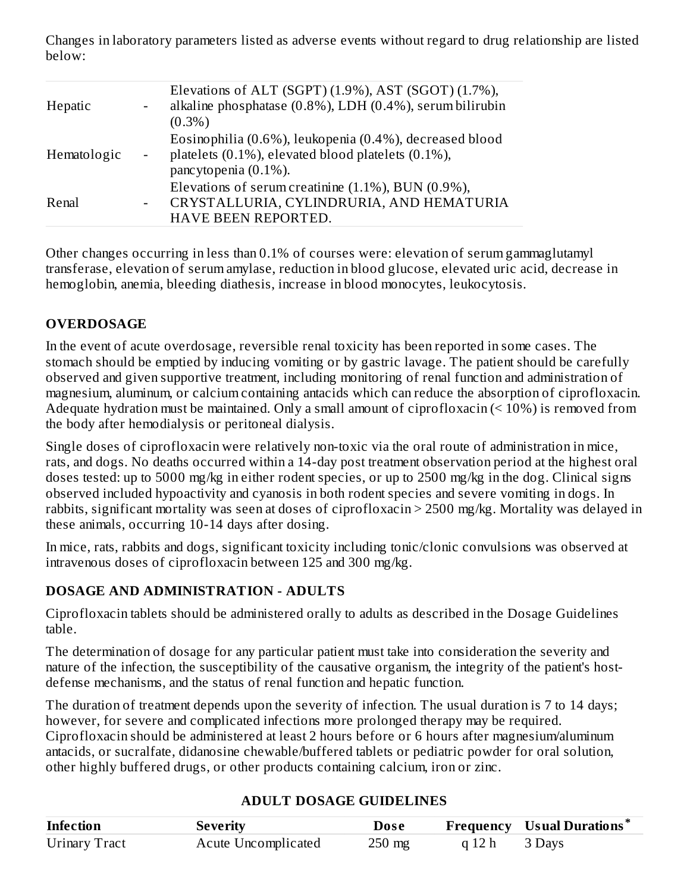Changes in laboratory parameters listed as adverse events without regard to drug relationship are listed below:

| | | |
|---|---|---|
| Hepatic | - | Elevations of ALT (SGPT) (1.9%), AST (SGOT) (1.7%), alkaline phosphatase (0.8%), LDH (0.4%), serum bilirubin (0.3%) |
| Hematologic | - | Eosinophilia (0.6%), leukopenia (0.4%), decreased blood platelets (0.1%), elevated blood platelets (0.1%), pancytopenia (0.1%). |
| Renal | - | Elevations of serum creatinine (1.1%), BUN (0.9%), CRYSTALLURIA, CYLINDRURIA, AND HEMATURIA HAVE BEEN REPORTED. |

Other changes occurring in less than 0.1% of courses were: elevation of serum gammaglutamyl transferase, elevation of serum amylase, reduction in blood glucose, elevated uric acid, decrease in hemoglobin, anemia, bleeding diathesis, increase in blood monocytes, leukocytosis.

## OVERDOSAGE

In the event of acute overdosage, reversible renal toxicity has been reported in some cases. The stomach should be emptied by inducing vomiting or by gastric lavage. The patient should be carefully observed and given supportive treatment, including monitoring of renal function and administration of magnesium, aluminum, or calcium containing antacids which can reduce the absorption of ciprofloxacin. Adequate hydration must be maintained. Only a small amount of ciprofloxacin (< 10%) is removed from the body after hemodialysis or peritoneal dialysis.

Single doses of ciprofloxacin were relatively non-toxic via the oral route of administration in mice, rats, and dogs. No deaths occurred within a 14-day post treatment observation period at the highest oral doses tested: up to 5000 mg/kg in either rodent species, or up to 2500 mg/kg in the dog. Clinical signs observed included hypoactivity and cyanosis in both rodent species and severe vomiting in dogs. In rabbits, significant mortality was seen at doses of ciprofloxacin > 2500 mg/kg. Mortality was delayed in these animals, occurring 10-14 days after dosing.

In mice, rats, rabbits and dogs, significant toxicity including tonic/clonic convulsions was observed at intravenous doses of ciprofloxacin between 125 and 300 mg/kg.

## DOSAGE AND ADMINISTRATION - ADULTS

Ciprofloxacin tablets should be administered orally to adults as described in the Dosage Guidelines table.

The determination of dosage for any particular patient must take into consideration the severity and nature of the infection, the susceptibility of the causative organism, the integrity of the patient's host-defense mechanisms, and the status of renal function and hepatic function.

The duration of treatment depends upon the severity of infection. The usual duration is 7 to 14 days; however, for severe and complicated infections more prolonged therapy may be required. Ciprofloxacin should be administered at least 2 hours before or 6 hours after magnesium/aluminum antacids, or sucralfate, didanosine chewable/buffered tablets or pediatric powder for oral solution, other highly buffered drugs, or other products containing calcium, iron or zinc.

**ADULT DOSAGE GUIDELINES**

| Infection | Severity | Dose | Frequency | Usual Durations* |
|---|---|---|---|---|
| Urinary Tract | Acute Uncomplicated | 250 mg | q 12 h | 3 Days |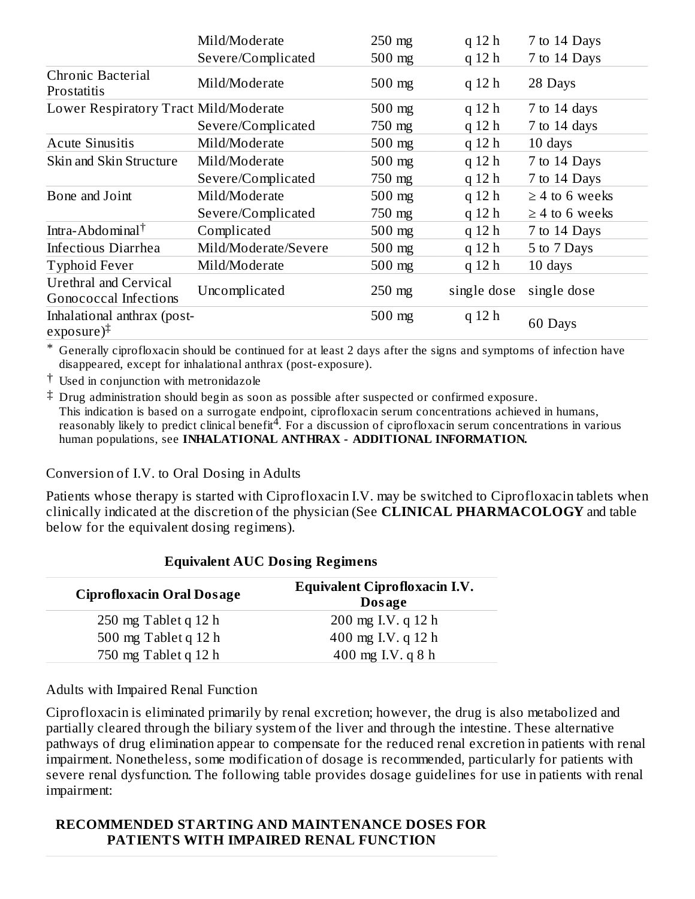| | | | | |
|---|---|---|---|---|
| | Mild/Moderate | 250 mg | q 12 h | 7 to 14 Days |
| | Severe/Complicated | 500 mg | q 12 h | 7 to 14 Days |
| Chronic Bacterial Prostatitis | Mild/Moderate | 500 mg | q 12 h | 28 Days |
| Lower Respiratory Tract | Mild/Moderate | 500 mg | q 12 h | 7 to 14 days |
| | Severe/Complicated | 750 mg | q 12 h | 7 to 14 days |
| Acute Sinusitis | Mild/Moderate | 500 mg | q 12 h | 10 days |
| Skin and Skin Structure | Mild/Moderate | 500 mg | q 12 h | 7 to 14 Days |
| | Severe/Complicated | 750 mg | q 12 h | 7 to 14 Days |
| Bone and Joint | Mild/Moderate | 500 mg | q 12 h | ≥ 4 to 6 weeks |
| | Severe/Complicated | 750 mg | q 12 h | ≥ 4 to 6 weeks |
| Intra-Abdominal† | Complicated | 500 mg | q 12 h | 7 to 14 Days |
| Infectious Diarrhea | Mild/Moderate/Severe | 500 mg | q 12 h | 5 to 7 Days |
| Typhoid Fever | Mild/Moderate | 500 mg | q 12 h | 10 days |
| Urethral and Cervical Gonococcal Infections | Uncomplicated | 250 mg | single dose | single dose |
| Inhalational anthrax (post-exposure)‡ | | 500 mg | q 12 h | 60 Days |

\* Generally ciprofloxacin should be continued for at least 2 days after the signs and symptoms of infection have disappeared, except for inhalational anthrax (post-exposure).

† Used in conjunction with metronidazole

‡ Drug administration should begin as soon as possible after suspected or confirmed exposure. This indication is based on a surrogate endpoint, ciprofloxacin serum concentrations achieved in humans, reasonably likely to predict clinical benefit[4]. For a discussion of ciprofloxacin serum concentrations in various human populations, see **INHALATIONAL ANTHRAX - ADDITIONAL INFORMATION.**

Conversion of I.V. to Oral Dosing in Adults

Patients whose therapy is started with Ciprofloxacin I.V. may be switched to Ciprofloxacin tablets when clinically indicated at the discretion of the physician (See **CLINICAL PHARMACOLOGY** and table below for the equivalent dosing regimens).

**Equivalent AUC Dosing Regimens**

| Ciprofloxacin Oral Dosage | Equivalent Ciprofloxacin I.V. Dosage |
|---|---|
| 250 mg Tablet q 12 h | 200 mg I.V. q 12 h |
| 500 mg Tablet q 12 h | 400 mg I.V. q 12 h |
| 750 mg Tablet q 12 h | 400 mg I.V. q 8 h |

Adults with Impaired Renal Function

Ciprofloxacin is eliminated primarily by renal excretion; however, the drug is also metabolized and partially cleared through the biliary system of the liver and through the intestine. These alternative pathways of drug elimination appear to compensate for the reduced renal excretion in patients with renal impairment. Nonetheless, some modification of dosage is recommended, particularly for patients with severe renal dysfunction. The following table provides dosage guidelines for use in patients with renal impairment:

**RECOMMENDED STARTING AND MAINTENANCE DOSES FOR PATIENTS WITH IMPAIRED RENAL FUNCTION**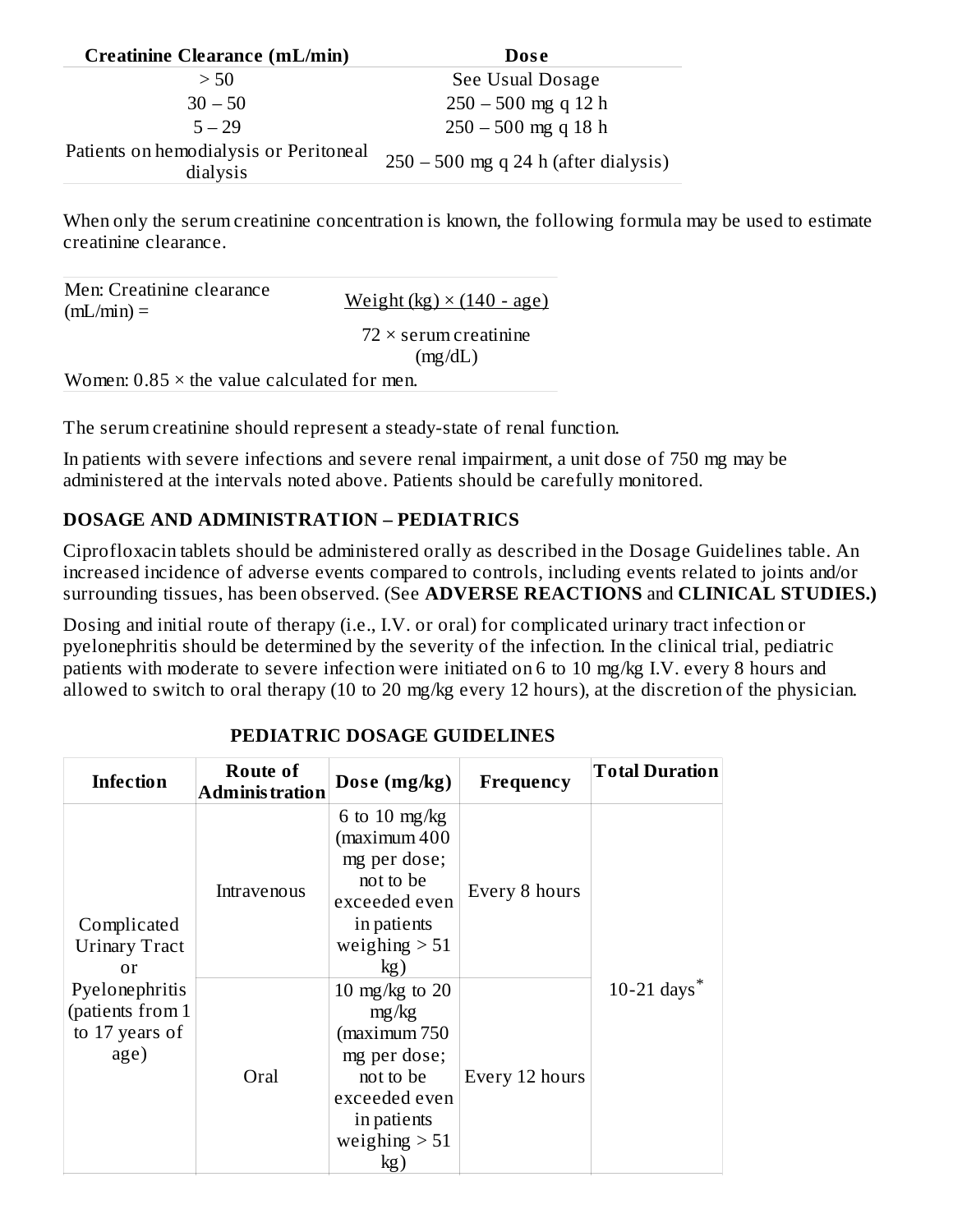| Creatinine Clearance (mL/min) | Dose |
| --- | --- |
| > 50 | See Usual Dosage |
| 30 – 50 | 250 – 500 mg q 12 h |
| 5 – 29 | 250 – 500 mg q 18 h |
| Patients on hemodialysis or Peritoneal dialysis | 250 – 500 mg q 24 h (after dialysis) |

When only the serum creatinine concentration is known, the following formula may be used to estimate creatinine clearance.

Men: Creatinine clearance (mL/min) = 

$$\frac{\text{Weight (kg)} \times (140 - \text{age})}{72 \times \text{serum creatinine (mg/dL)}}$$

Women: $0.85 \times$ the value calculated for men.

The serum creatinine should represent a steady-state of renal function.

In patients with severe infections and severe renal impairment, a unit dose of 750 mg may be administered at the intervals noted above. Patients should be carefully monitored.

## DOSAGE AND ADMINISTRATION – PEDIATRICS

Ciprofloxacin tablets should be administered orally as described in the Dosage Guidelines table. An increased incidence of adverse events compared to controls, including events related to joints and/or surrounding tissues, has been observed. (See **ADVERSE REACTIONS** and **CLINICAL STUDIES.)**

Dosing and initial route of therapy (i.e., I.V. or oral) for complicated urinary tract infection or pyelonephritis should be determined by the severity of the infection. In the clinical trial, pediatric patients with moderate to severe infection were initiated on 6 to 10 mg/kg I.V. every 8 hours and allowed to switch to oral therapy (10 to 20 mg/kg every 12 hours), at the discretion of the physician.

**PEDIATRIC DOSAGE GUIDELINES**

| Infection | Route of Administration | Dose (mg/kg) | Frequency | Total Duration |
| --- | --- | --- | --- | --- |
| Complicated Urinary Tract or Pyelonephritis (patients from 1 to 17 years of age) | Intravenous | 6 to 10 mg/kg (maximum 400 mg per dose; not to be exceeded even in patients weighing > 51 kg) | Every 8 hours | 10-21 days* |
| | Oral | 10 mg/kg to 20 mg/kg (maximum 750 mg per dose; not to be exceeded even in patients weighing > 51 kg) | Every 12 hours | |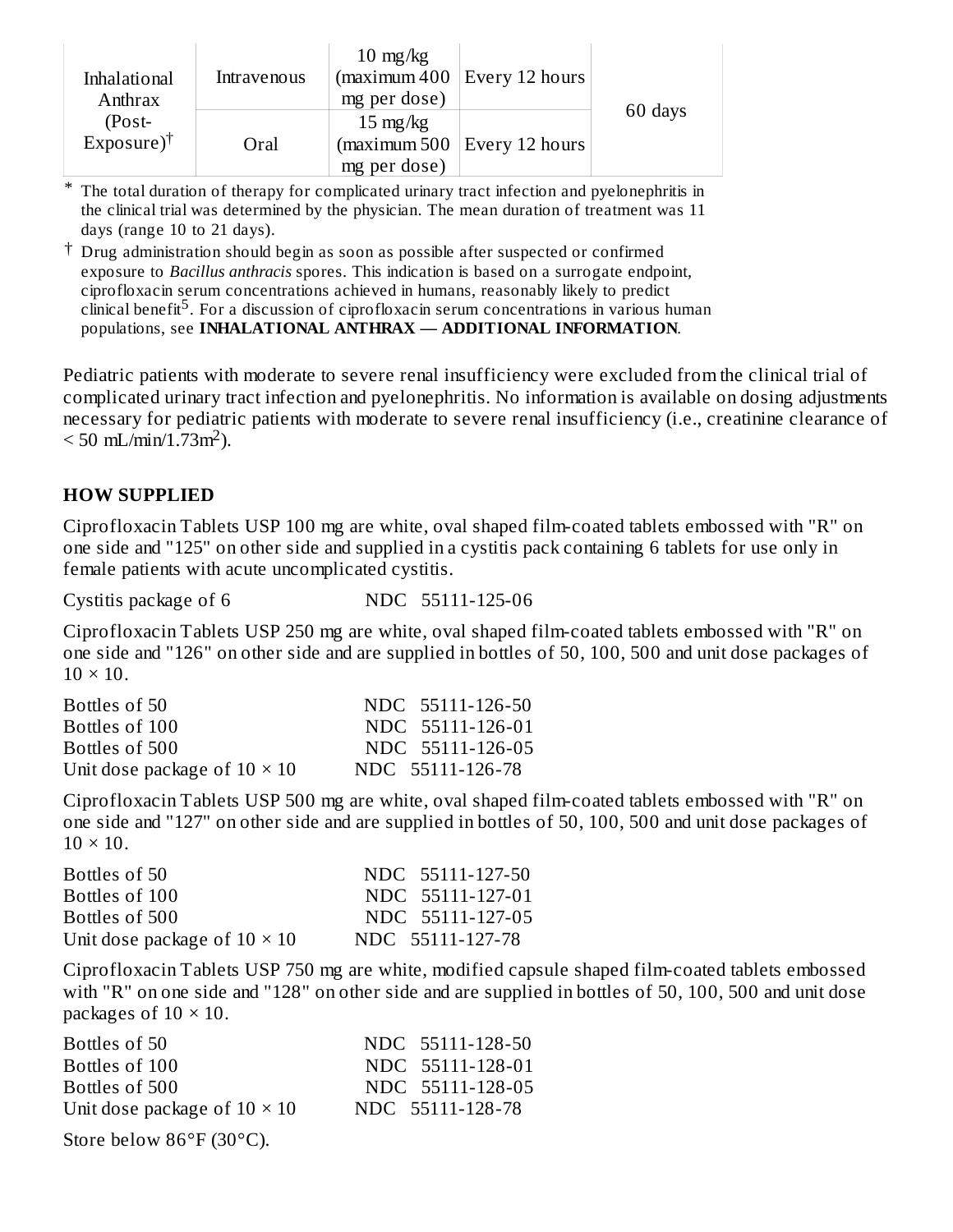| Inhalational Anthrax (Post-Exposure)[†] | Intravenous | 10 mg/kg (maximum 400 mg per dose) | Every 12 hours | 60 days |
|---|---|---|---|---|
| | Oral | 15 mg/kg (maximum 500 mg per dose) | Every 12 hours | |

\* The total duration of therapy for complicated urinary tract infection and pyelonephritis in the clinical trial was determined by the physician. The mean duration of treatment was 11 days (range 10 to 21 days).

† Drug administration should begin as soon as possible after suspected or confirmed exposure to *Bacillus anthracis* spores. This indication is based on a surrogate endpoint, ciprofloxacin serum concentrations achieved in humans, reasonably likely to predict clinical benefit[5]. For a discussion of ciprofloxacin serum concentrations in various human populations, see **INHALATIONAL ANTHRAX — ADDITIONAL INFORMATION**.

Pediatric patients with moderate to severe renal insufficiency were excluded from the clinical trial of complicated urinary tract infection and pyelonephritis. No information is available on dosing adjustments necessary for pediatric patients with moderate to severe renal insufficiency (i.e., creatinine clearance of < 50 mL/min/1.73m$^2$).

## HOW SUPPLIED

Ciprofloxacin Tablets USP 100 mg are white, oval shaped film-coated tablets embossed with "R" on one side and "125" on other side and supplied in a cystitis pack containing 6 tablets for use only in female patients with acute uncomplicated cystitis.

Cystitis package of 6 NDC 55111-125-06

Ciprofloxacin Tablets USP 250 mg are white, oval shaped film-coated tablets embossed with "R" on one side and "126" on other side and are supplied in bottles of 50, 100, 500 and unit dose packages of 10 × 10.

| | |
|---|---|
| Bottles of 50 | NDC 55111-126-50 |
| Bottles of 100 | NDC 55111-126-01 |
| Bottles of 500 | NDC 55111-126-05 |
| Unit dose package of 10 × 10 | NDC 55111-126-78 |

Ciprofloxacin Tablets USP 500 mg are white, oval shaped film-coated tablets embossed with "R" on one side and "127" on other side and are supplied in bottles of 50, 100, 500 and unit dose packages of 10 × 10.

| | |
|---|---|
| Bottles of 50 | NDC 55111-127-50 |
| Bottles of 100 | NDC 55111-127-01 |
| Bottles of 500 | NDC 55111-127-05 |
| Unit dose package of 10 × 10 | NDC 55111-127-78 |

Ciprofloxacin Tablets USP 750 mg are white, modified capsule shaped film-coated tablets embossed with "R" on one side and "128" on other side and are supplied in bottles of 50, 100, 500 and unit dose packages of 10 × 10.

| | |
|---|---|
| Bottles of 50 | NDC 55111-128-50 |
| Bottles of 100 | NDC 55111-128-01 |
| Bottles of 500 | NDC 55111-128-05 |
| Unit dose package of 10 × 10 | NDC 55111-128-78 |

Store below 86°F (30°C).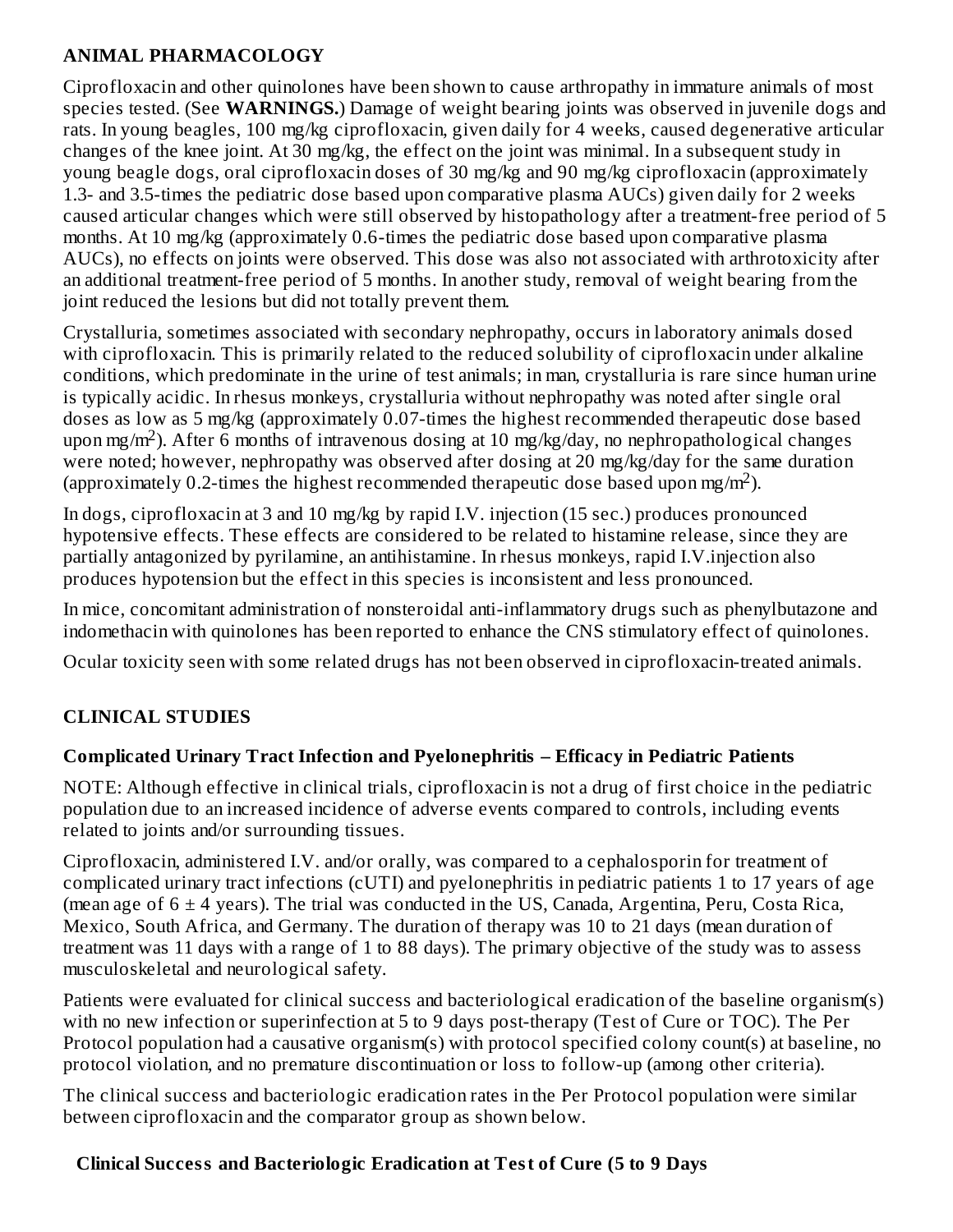## ANIMAL PHARMACOLOGY

Ciprofloxacin and other quinolones have been shown to cause arthropathy in immature animals of most species tested. (See **WARNINGS.**) Damage of weight bearing joints was observed in juvenile dogs and rats. In young beagles, 100 mg/kg ciprofloxacin, given daily for 4 weeks, caused degenerative articular changes of the knee joint. At 30 mg/kg, the effect on the joint was minimal. In a subsequent study in young beagle dogs, oral ciprofloxacin doses of 30 mg/kg and 90 mg/kg ciprofloxacin (approximately 1.3- and 3.5-times the pediatric dose based upon comparative plasma AUCs) given daily for 2 weeks caused articular changes which were still observed by histopathology after a treatment-free period of 5 months. At 10 mg/kg (approximately 0.6-times the pediatric dose based upon comparative plasma AUCs), no effects on joints were observed. This dose was also not associated with arthrotoxicity after an additional treatment-free period of 5 months. In another study, removal of weight bearing from the joint reduced the lesions but did not totally prevent them.

Crystalluria, sometimes associated with secondary nephropathy, occurs in laboratory animals dosed with ciprofloxacin. This is primarily related to the reduced solubility of ciprofloxacin under alkaline conditions, which predominate in the urine of test animals; in man, crystalluria is rare since human urine is typically acidic. In rhesus monkeys, crystalluria without nephropathy was noted after single oral doses as low as 5 mg/kg (approximately 0.07-times the highest recommended therapeutic dose based upon mg/m$^2$). After 6 months of intravenous dosing at 10 mg/kg/day, no nephropathological changes were noted; however, nephropathy was observed after dosing at 20 mg/kg/day for the same duration (approximately 0.2-times the highest recommended therapeutic dose based upon mg/m$^2$).

In dogs, ciprofloxacin at 3 and 10 mg/kg by rapid I.V. injection (15 sec.) produces pronounced hypotensive effects. These effects are considered to be related to histamine release, since they are partially antagonized by pyrilamine, an antihistamine. In rhesus monkeys, rapid I.V.injection also produces hypotension but the effect in this species is inconsistent and less pronounced.

In mice, concomitant administration of nonsteroidal anti-inflammatory drugs such as phenylbutazone and indomethacin with quinolones has been reported to enhance the CNS stimulatory effect of quinolones.

Ocular toxicity seen with some related drugs has not been observed in ciprofloxacin-treated animals.

## CLINICAL STUDIES

### Complicated Urinary Tract Infection and Pyelonephritis – Efficacy in Pediatric Patients

NOTE: Although effective in clinical trials, ciprofloxacin is not a drug of first choice in the pediatric population due to an increased incidence of adverse events compared to controls, including events related to joints and/or surrounding tissues.

Ciprofloxacin, administered I.V. and/or orally, was compared to a cephalosporin for treatment of complicated urinary tract infections (cUTI) and pyelonephritis in pediatric patients 1 to 17 years of age (mean age of 6 ± 4 years). The trial was conducted in the US, Canada, Argentina, Peru, Costa Rica, Mexico, South Africa, and Germany. The duration of therapy was 10 to 21 days (mean duration of treatment was 11 days with a range of 1 to 88 days). The primary objective of the study was to assess musculoskeletal and neurological safety.

Patients were evaluated for clinical success and bacteriological eradication of the baseline organism(s) with no new infection or superinfection at 5 to 9 days post-therapy (Test of Cure or TOC). The Per Protocol population had a causative organism(s) with protocol specified colony count(s) at baseline, no protocol violation, and no premature discontinuation or loss to follow-up (among other criteria).

The clinical success and bacteriologic eradication rates in the Per Protocol population were similar between ciprofloxacin and the comparator group as shown below.

**Clinical Success and Bacteriologic Eradication at Test of Cure (5 to 9 Days**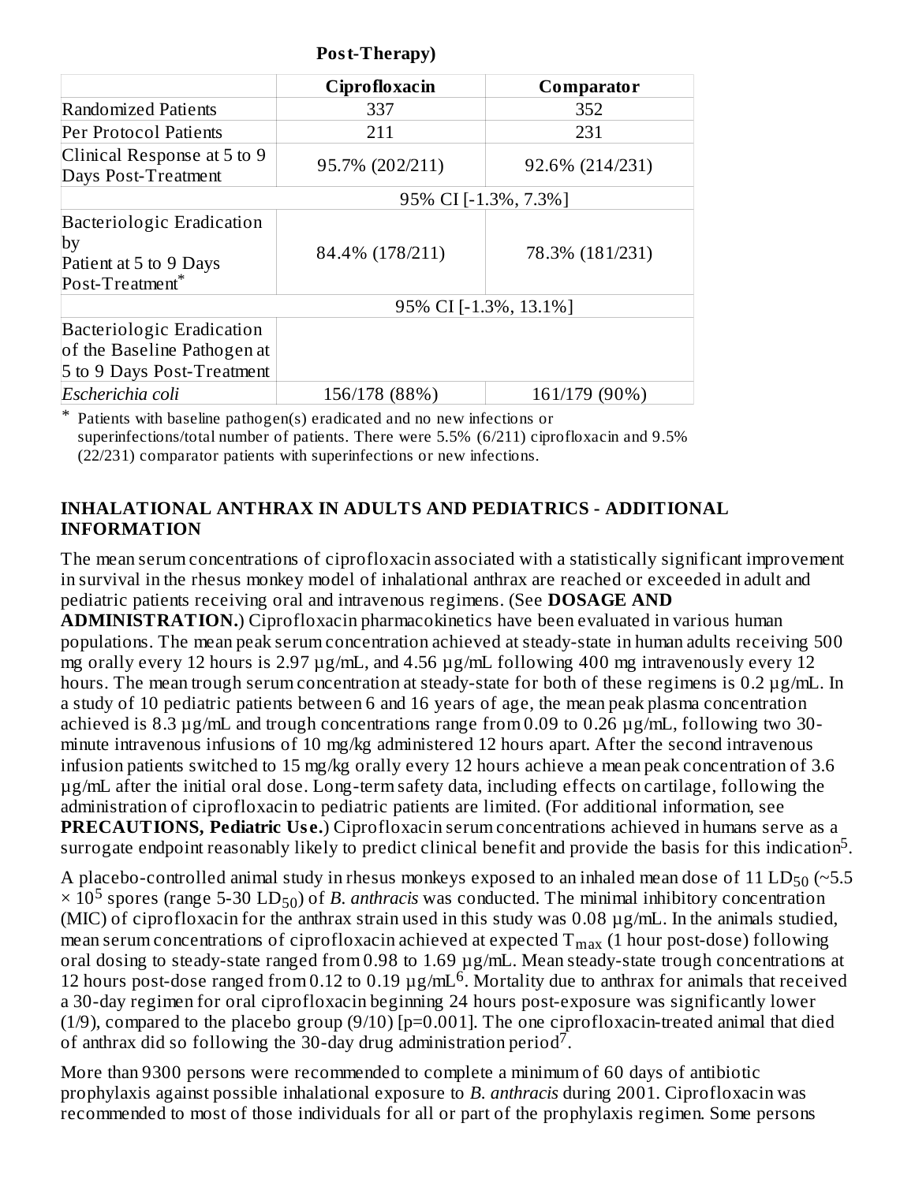**Post-Therapy)**

| | **Ciprofloxacin** | **Comparator** |
|---|---|---|
| Randomized Patients | 337 | 352 |
| Per Protocol Patients | 211 | 231 |
| Clinical Response at 5 to 9 Days Post-Treatment | 95.7% (202/211) | 92.6% (214/231) |
| | 95% CI [-1.3%, 7.3%] | |
| Bacteriologic Eradication by Patient at 5 to 9 Days Post-Treatment* | 84.4% (178/211) | 78.3% (181/231) |
| | 95% CI [-1.3%, 13.1%] | |
| Bacteriologic Eradication of the Baseline Pathogen at 5 to 9 Days Post-Treatment | | |
| *Escherichia coli* | 156/178 (88%) | 161/179 (90%) |

\* Patients with baseline pathogen(s) eradicated and no new infections or superinfections/total number of patients. There were 5.5% (6/211) ciprofloxacin and 9.5% (22/231) comparator patients with superinfections or new infections.

## INHALATIONAL ANTHRAX IN ADULTS AND PEDIATRICS - ADDITIONAL INFORMATION

The mean serum concentrations of ciprofloxacin associated with a statistically significant improvement in survival in the rhesus monkey model of inhalational anthrax are reached or exceeded in adult and pediatric patients receiving oral and intravenous regimens. (See **DOSAGE AND ADMINISTRATION.**) Ciprofloxacin pharmacokinetics have been evaluated in various human populations. The mean peak serum concentration achieved at steady-state in human adults receiving 500 mg orally every 12 hours is 2.97 µg/mL, and 4.56 µg/mL following 400 mg intravenously every 12 hours. The mean trough serum concentration at steady-state for both of these regimens is 0.2 µg/mL. In a study of 10 pediatric patients between 6 and 16 years of age, the mean peak plasma concentration achieved is 8.3 µg/mL and trough concentrations range from 0.09 to 0.26 µg/mL, following two 30-minute intravenous infusions of 10 mg/kg administered 12 hours apart. After the second intravenous infusion patients switched to 15 mg/kg orally every 12 hours achieve a mean peak concentration of 3.6 µg/mL after the initial oral dose. Long-term safety data, including effects on cartilage, following the administration of ciprofloxacin to pediatric patients are limited. (For additional information, see **PRECAUTIONS, Pediatric Use.**) Ciprofloxacin serum concentrations achieved in humans serve as a surrogate endpoint reasonably likely to predict clinical benefit and provide the basis for this indication[5].

A placebo-controlled animal study in rhesus monkeys exposed to an inhaled mean dose of 11 $LD_{50}$ (~$5.5 \times 10^5$ spores (range 5-30 $LD_{50}$) of *B. anthracis* was conducted. The minimal inhibitory concentration (MIC) of ciprofloxacin for the anthrax strain used in this study was 0.08 µg/mL. In the animals studied, mean serum concentrations of ciprofloxacin achieved at expected $T_{max}$ (1 hour post-dose) following oral dosing to steady-state ranged from 0.98 to 1.69 µg/mL. Mean steady-state trough concentrations at 12 hours post-dose ranged from 0.12 to 0.19 µg/mL[6]. Mortality due to anthrax for animals that received a 30-day regimen for oral ciprofloxacin beginning 24 hours post-exposure was significantly lower (1/9), compared to the placebo group (9/10) [p=0.001]. The one ciprofloxacin-treated animal that died of anthrax did so following the 30-day drug administration period[7].

More than 9300 persons were recommended to complete a minimum of 60 days of antibiotic prophylaxis against possible inhalational exposure to *B. anthracis* during 2001. Ciprofloxacin was recommended to most of those individuals for all or part of the prophylaxis regimen. Some persons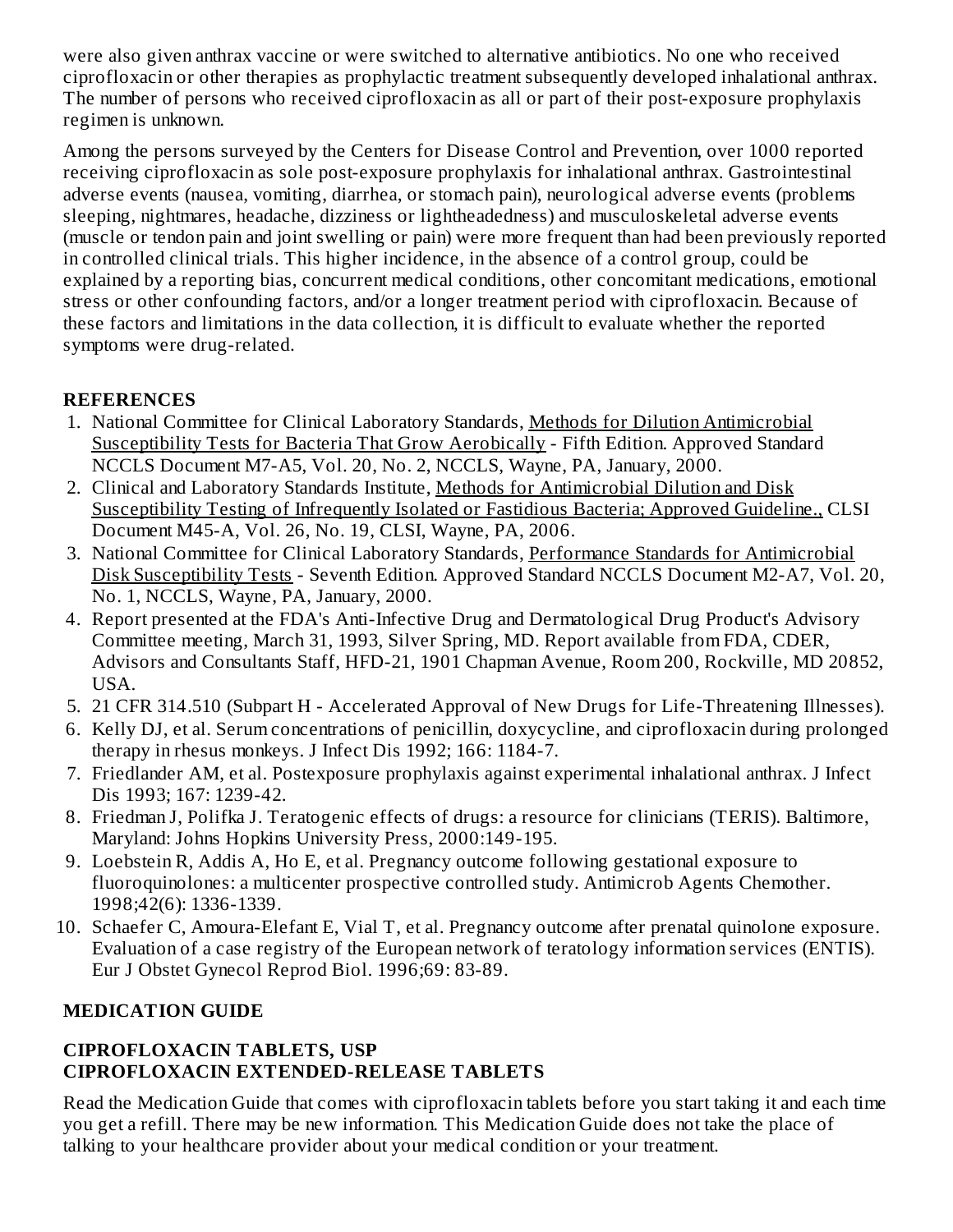were also given anthrax vaccine or were switched to alternative antibiotics. No one who received ciprofloxacin or other therapies as prophylactic treatment subsequently developed inhalational anthrax. The number of persons who received ciprofloxacin as all or part of their post-exposure prophylaxis regimen is unknown.

Among the persons surveyed by the Centers for Disease Control and Prevention, over 1000 reported receiving ciprofloxacin as sole post-exposure prophylaxis for inhalational anthrax. Gastrointestinal adverse events (nausea, vomiting, diarrhea, or stomach pain), neurological adverse events (problems sleeping, nightmares, headache, dizziness or lightheadedness) and musculoskeletal adverse events (muscle or tendon pain and joint swelling or pain) were more frequent than had been previously reported in controlled clinical trials. This higher incidence, in the absence of a control group, could be explained by a reporting bias, concurrent medical conditions, other concomitant medications, emotional stress or other confounding factors, and/or a longer treatment period with ciprofloxacin. Because of these factors and limitations in the data collection, it is difficult to evaluate whether the reported symptoms were drug-related.

## REFERENCES

1. National Committee for Clinical Laboratory Standards, Methods for Dilution Antimicrobial Susceptibility Tests for Bacteria That Grow Aerobically - Fifth Edition. Approved Standard NCCLS Document M7-A5, Vol. 20, No. 2, NCCLS, Wayne, PA, January, 2000.
2. Clinical and Laboratory Standards Institute, Methods for Antimicrobial Dilution and Disk Susceptibility Testing of Infrequently Isolated or Fastidious Bacteria; Approved Guideline., CLSI Document M45-A, Vol. 26, No. 19, CLSI, Wayne, PA, 2006.
3. National Committee for Clinical Laboratory Standards, Performance Standards for Antimicrobial Disk Susceptibility Tests - Seventh Edition. Approved Standard NCCLS Document M2-A7, Vol. 20, No. 1, NCCLS, Wayne, PA, January, 2000.
4. Report presented at the FDA's Anti-Infective Drug and Dermatological Drug Product's Advisory Committee meeting, March 31, 1993, Silver Spring, MD. Report available from FDA, CDER, Advisors and Consultants Staff, HFD-21, 1901 Chapman Avenue, Room 200, Rockville, MD 20852, USA.
5. 21 CFR 314.510 (Subpart H - Accelerated Approval of New Drugs for Life-Threatening Illnesses).
6. Kelly DJ, et al. Serum concentrations of penicillin, doxycycline, and ciprofloxacin during prolonged therapy in rhesus monkeys. J Infect Dis 1992; 166: 1184-7.
7. Friedlander AM, et al. Postexposure prophylaxis against experimental inhalational anthrax. J Infect Dis 1993; 167: 1239-42.
8. Friedman J, Polifka J. Teratogenic effects of drugs: a resource for clinicians (TERIS). Baltimore, Maryland: Johns Hopkins University Press, 2000:149-195.
9. Loebstein R, Addis A, Ho E, et al. Pregnancy outcome following gestational exposure to fluoroquinolones: a multicenter prospective controlled study. Antimicrob Agents Chemother. 1998;42(6): 1336-1339.
10. Schaefer C, Amoura-Elefant E, Vial T, et al. Pregnancy outcome after prenatal quinolone exposure. Evaluation of a case registry of the European network of teratology information services (ENTIS). Eur J Obstet Gynecol Reprod Biol. 1996;69: 83-89.

## MEDICATION GUIDE

### CIPROFLOXACIN TABLETS, USP
### CIPROFLOXACIN EXTENDED-RELEASE TABLETS

Read the Medication Guide that comes with ciprofloxacin tablets before you start taking it and each time you get a refill. There may be new information. This Medication Guide does not take the place of talking to your healthcare provider about your medical condition or your treatment.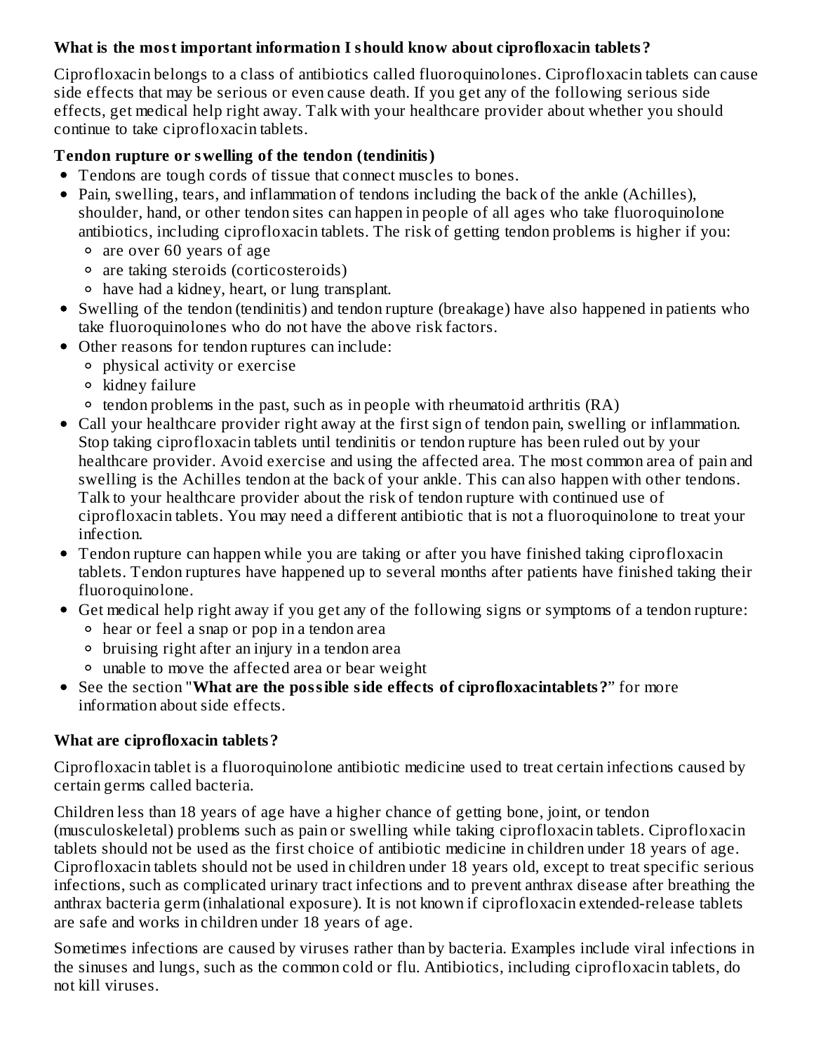**What is the most important information I should know about ciprofloxacin tablets?**

Ciprofloxacin belongs to a class of antibiotics called fluoroquinolones. Ciprofloxacin tablets can cause side effects that may be serious or even cause death. If you get any of the following serious side effects, get medical help right away. Talk with your healthcare provider about whether you should continue to take ciprofloxacin tablets.

**Tendon rupture or swelling of the tendon (tendinitis)**

- Tendons are tough cords of tissue that connect muscles to bones.
- Pain, swelling, tears, and inflammation of tendons including the back of the ankle (Achilles), shoulder, hand, or other tendon sites can happen in people of all ages who take fluoroquinolone antibiotics, including ciprofloxacin tablets. The risk of getting tendon problems is higher if you:
  - are over 60 years of age
  - are taking steroids (corticosteroids)
  - have had a kidney, heart, or lung transplant.
- Swelling of the tendon (tendinitis) and tendon rupture (breakage) have also happened in patients who take fluoroquinolones who do not have the above risk factors.
- Other reasons for tendon ruptures can include:
  - physical activity or exercise
  - kidney failure
  - tendon problems in the past, such as in people with rheumatoid arthritis (RA)
- Call your healthcare provider right away at the first sign of tendon pain, swelling or inflammation. Stop taking ciprofloxacin tablets until tendinitis or tendon rupture has been ruled out by your healthcare provider. Avoid exercise and using the affected area. The most common area of pain and swelling is the Achilles tendon at the back of your ankle. This can also happen with other tendons. Talk to your healthcare provider about the risk of tendon rupture with continued use of ciprofloxacin tablets. You may need a different antibiotic that is not a fluoroquinolone to treat your infection.
- Tendon rupture can happen while you are taking or after you have finished taking ciprofloxacin tablets. Tendon ruptures have happened up to several months after patients have finished taking their fluoroquinolone.
- Get medical help right away if you get any of the following signs or symptoms of a tendon rupture:
  - hear or feel a snap or pop in a tendon area
  - bruising right after an injury in a tendon area
  - unable to move the affected area or bear weight
- See the section "**What are the possible side effects of ciprofloxacintablets?**" for more information about side effects.

**What are ciprofloxacin tablets?**

Ciprofloxacin tablet is a fluoroquinolone antibiotic medicine used to treat certain infections caused by certain germs called bacteria.

Children less than 18 years of age have a higher chance of getting bone, joint, or tendon (musculoskeletal) problems such as pain or swelling while taking ciprofloxacin tablets. Ciprofloxacin tablets should not be used as the first choice of antibiotic medicine in children under 18 years of age. Ciprofloxacin tablets should not be used in children under 18 years old, except to treat specific serious infections, such as complicated urinary tract infections and to prevent anthrax disease after breathing the anthrax bacteria germ (inhalational exposure). It is not known if ciprofloxacin extended-release tablets are safe and works in children under 18 years of age.

Sometimes infections are caused by viruses rather than by bacteria. Examples include viral infections in the sinuses and lungs, such as the common cold or flu. Antibiotics, including ciprofloxacin tablets, do not kill viruses.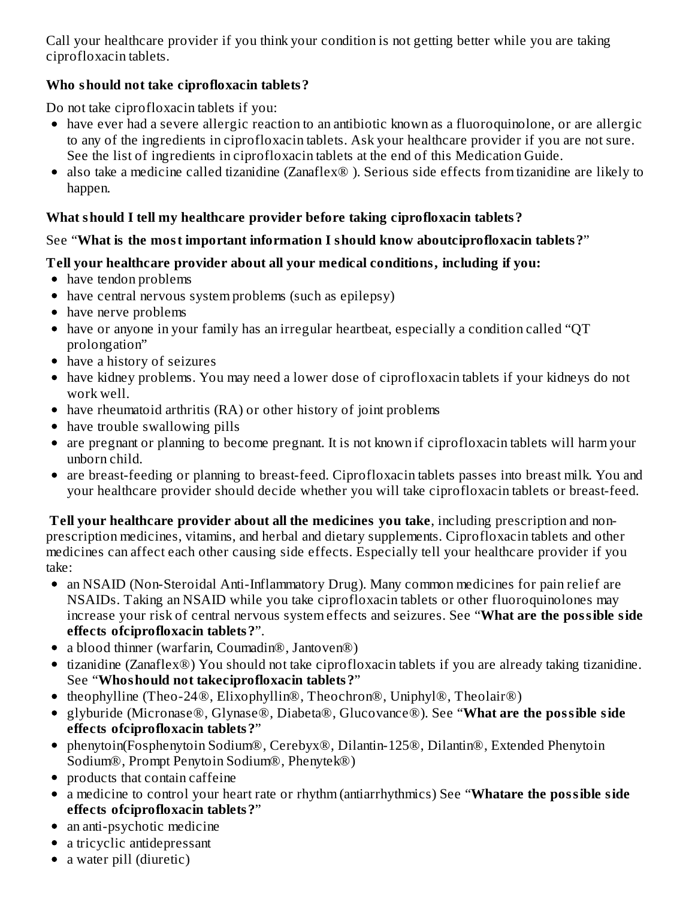Call your healthcare provider if you think your condition is not getting better while you are taking ciprofloxacin tablets.

**Who should not take ciprofloxacin tablets?**

Do not take ciprofloxacin tablets if you:

- have ever had a severe allergic reaction to an antibiotic known as a fluoroquinolone, or are allergic to any of the ingredients in ciprofloxacin tablets. Ask your healthcare provider if you are not sure. See the list of ingredients in ciprofloxacin tablets at the end of this Medication Guide.
- also take a medicine called tizanidine (Zanaflex® ). Serious side effects from tizanidine are likely to happen.

**What should I tell my healthcare provider before taking ciprofloxacin tablets?**

See "**What is the most important information I should know aboutciprofloxacin tablets?**"

**Tell your healthcare provider about all your medical conditions, including if you:**

- have tendon problems
- have central nervous system problems (such as epilepsy)
- have nerve problems
- have or anyone in your family has an irregular heartbeat, especially a condition called "QT prolongation"
- have a history of seizures
- have kidney problems. You may need a lower dose of ciprofloxacin tablets if your kidneys do not work well.
- have rheumatoid arthritis (RA) or other history of joint problems
- have trouble swallowing pills
- are pregnant or planning to become pregnant. It is not known if ciprofloxacin tablets will harm your unborn child.
- are breast-feeding or planning to breast-feed. Ciprofloxacin tablets passes into breast milk. You and your healthcare provider should decide whether you will take ciprofloxacin tablets or breast-feed.

**Tell your healthcare provider about all the medicines you take**, including prescription and non-prescription medicines, vitamins, and herbal and dietary supplements. Ciprofloxacin tablets and other medicines can affect each other causing side effects. Especially tell your healthcare provider if you take:

- an NSAID (Non-Steroidal Anti-Inflammatory Drug). Many common medicines for pain relief are NSAIDs. Taking an NSAID while you take ciprofloxacin tablets or other fluoroquinolones may increase your risk of central nervous system effects and seizures. See "**What are the possible side effects ofciprofloxacin tablets?**".
- a blood thinner (warfarin, Coumadin®, Jantoven®)
- tizanidine (Zanaflex®) You should not take ciprofloxacin tablets if you are already taking tizanidine. See "**Whoshould not takeciprofloxacin tablets?**"
- theophylline (Theo-24®, Elixophyllin®, Theochron®, Uniphyl®, Theolair®)
- glyburide (Micronase®, Glynase®, Diabeta®, Glucovance®). See "**What are the possible side effects ofciprofloxacin tablets?**"
- phenytoin(Fosphenytoin Sodium®, Cerebyx®, Dilantin-125®, Dilantin®, Extended Phenytoin Sodium®, Prompt Penytoin Sodium®, Phenytek®)
- products that contain caffeine
- a medicine to control your heart rate or rhythm (antiarrhythmics) See "**Whatare the possible side effects ofciprofloxacin tablets?**"
- an anti-psychotic medicine
- a tricyclic antidepressant
- a water pill (diuretic)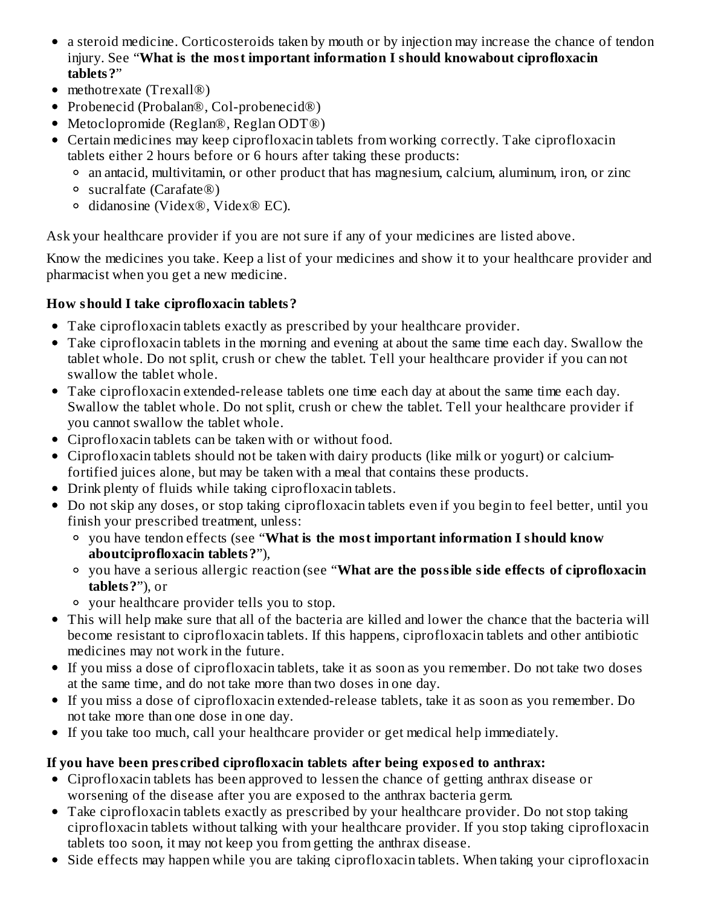- a steroid medicine. Corticosteroids taken by mouth or by injection may increase the chance of tendon injury. See "**What is the most important information I should knowabout ciprofloxacin tablets?**"
- methotrexate (Trexall®)
- Probenecid (Probalan®, Col-probenecid®)
- Metoclopromide (Reglan®, Reglan ODT®)
- Certain medicines may keep ciprofloxacin tablets from working correctly. Take ciprofloxacin tablets either 2 hours before or 6 hours after taking these products:
  - an antacid, multivitamin, or other product that has magnesium, calcium, aluminum, iron, or zinc
  - sucralfate (Carafate®)
  - didanosine (Videx®, Videx® EC).

Ask your healthcare provider if you are not sure if any of your medicines are listed above.

Know the medicines you take. Keep a list of your medicines and show it to your healthcare provider and pharmacist when you get a new medicine.

**How should I take ciprofloxacin tablets?**

- Take ciprofloxacin tablets exactly as prescribed by your healthcare provider.
- Take ciprofloxacin tablets in the morning and evening at about the same time each day. Swallow the tablet whole. Do not split, crush or chew the tablet. Tell your healthcare provider if you can not swallow the tablet whole.
- Take ciprofloxacin extended-release tablets one time each day at about the same time each day. Swallow the tablet whole. Do not split, crush or chew the tablet. Tell your healthcare provider if you cannot swallow the tablet whole.
- Ciprofloxacin tablets can be taken with or without food.
- Ciprofloxacin tablets should not be taken with dairy products (like milk or yogurt) or calcium-fortified juices alone, but may be taken with a meal that contains these products.
- Drink plenty of fluids while taking ciprofloxacin tablets.
- Do not skip any doses, or stop taking ciprofloxacin tablets even if you begin to feel better, until you finish your prescribed treatment, unless:
  - you have tendon effects (see "**What is the most important information I should know aboutciprofloxacin tablets?**"),
  - you have a serious allergic reaction (see "**What are the possible side effects of ciprofloxacin tablets?**"), or
  - your healthcare provider tells you to stop.
- This will help make sure that all of the bacteria are killed and lower the chance that the bacteria will become resistant to ciprofloxacin tablets. If this happens, ciprofloxacin tablets and other antibiotic medicines may not work in the future.
- If you miss a dose of ciprofloxacin tablets, take it as soon as you remember. Do not take two doses at the same time, and do not take more than two doses in one day.
- If you miss a dose of ciprofloxacin extended-release tablets, take it as soon as you remember. Do not take more than one dose in one day.
- If you take too much, call your healthcare provider or get medical help immediately.

**If you have been prescribed ciprofloxacin tablets after being exposed to anthrax:**

- Ciprofloxacin tablets has been approved to lessen the chance of getting anthrax disease or worsening of the disease after you are exposed to the anthrax bacteria germ.
- Take ciprofloxacin tablets exactly as prescribed by your healthcare provider. Do not stop taking ciprofloxacin tablets without talking with your healthcare provider. If you stop taking ciprofloxacin tablets too soon, it may not keep you from getting the anthrax disease.
- Side effects may happen while you are taking ciprofloxacin tablets. When taking your ciprofloxacin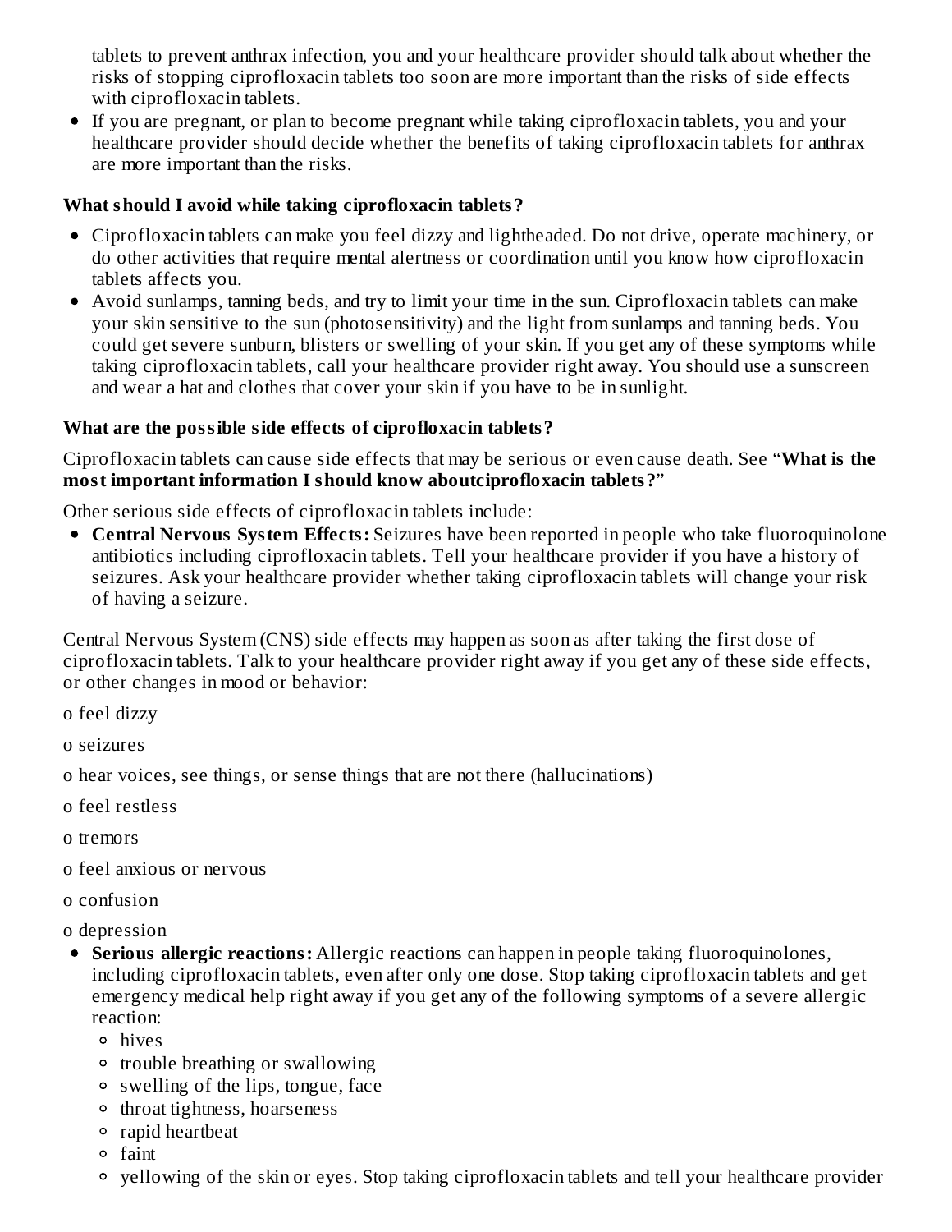tablets to prevent anthrax infection, you and your healthcare provider should talk about whether the risks of stopping ciprofloxacin tablets too soon are more important than the risks of side effects with ciprofloxacin tablets.
- If you are pregnant, or plan to become pregnant while taking ciprofloxacin tablets, you and your healthcare provider should decide whether the benefits of taking ciprofloxacin tablets for anthrax are more important than the risks.

**What should I avoid while taking ciprofloxacin tablets?**

- Ciprofloxacin tablets can make you feel dizzy and lightheaded. Do not drive, operate machinery, or do other activities that require mental alertness or coordination until you know how ciprofloxacin tablets affects you.
- Avoid sunlamps, tanning beds, and try to limit your time in the sun. Ciprofloxacin tablets can make your skin sensitive to the sun (photosensitivity) and the light from sunlamps and tanning beds. You could get severe sunburn, blisters or swelling of your skin. If you get any of these symptoms while taking ciprofloxacin tablets, call your healthcare provider right away. You should use a sunscreen and wear a hat and clothes that cover your skin if you have to be in sunlight.

**What are the possible side effects of ciprofloxacin tablets?**

Ciprofloxacin tablets can cause side effects that may be serious or even cause death. See "**What is the most important information I should know aboutciprofloxacin tablets?**"

Other serious side effects of ciprofloxacin tablets include:

- **Central Nervous System Effects:** Seizures have been reported in people who take fluoroquinolone antibiotics including ciprofloxacin tablets. Tell your healthcare provider if you have a history of seizures. Ask your healthcare provider whether taking ciprofloxacin tablets will change your risk of having a seizure.

Central Nervous System (CNS) side effects may happen as soon as after taking the first dose of ciprofloxacin tablets. Talk to your healthcare provider right away if you get any of these side effects, or other changes in mood or behavior:

o feel dizzy

o seizures

o hear voices, see things, or sense things that are not there (hallucinations)

o feel restless

o tremors

o feel anxious or nervous

o confusion

o depression

- **Serious allergic reactions:** Allergic reactions can happen in people taking fluoroquinolones, including ciprofloxacin tablets, even after only one dose. Stop taking ciprofloxacin tablets and get emergency medical help right away if you get any of the following symptoms of a severe allergic reaction:
  - hives
  - trouble breathing or swallowing
  - swelling of the lips, tongue, face
  - throat tightness, hoarseness
  - rapid heartbeat
  - faint
  - yellowing of the skin or eyes. Stop taking ciprofloxacin tablets and tell your healthcare provider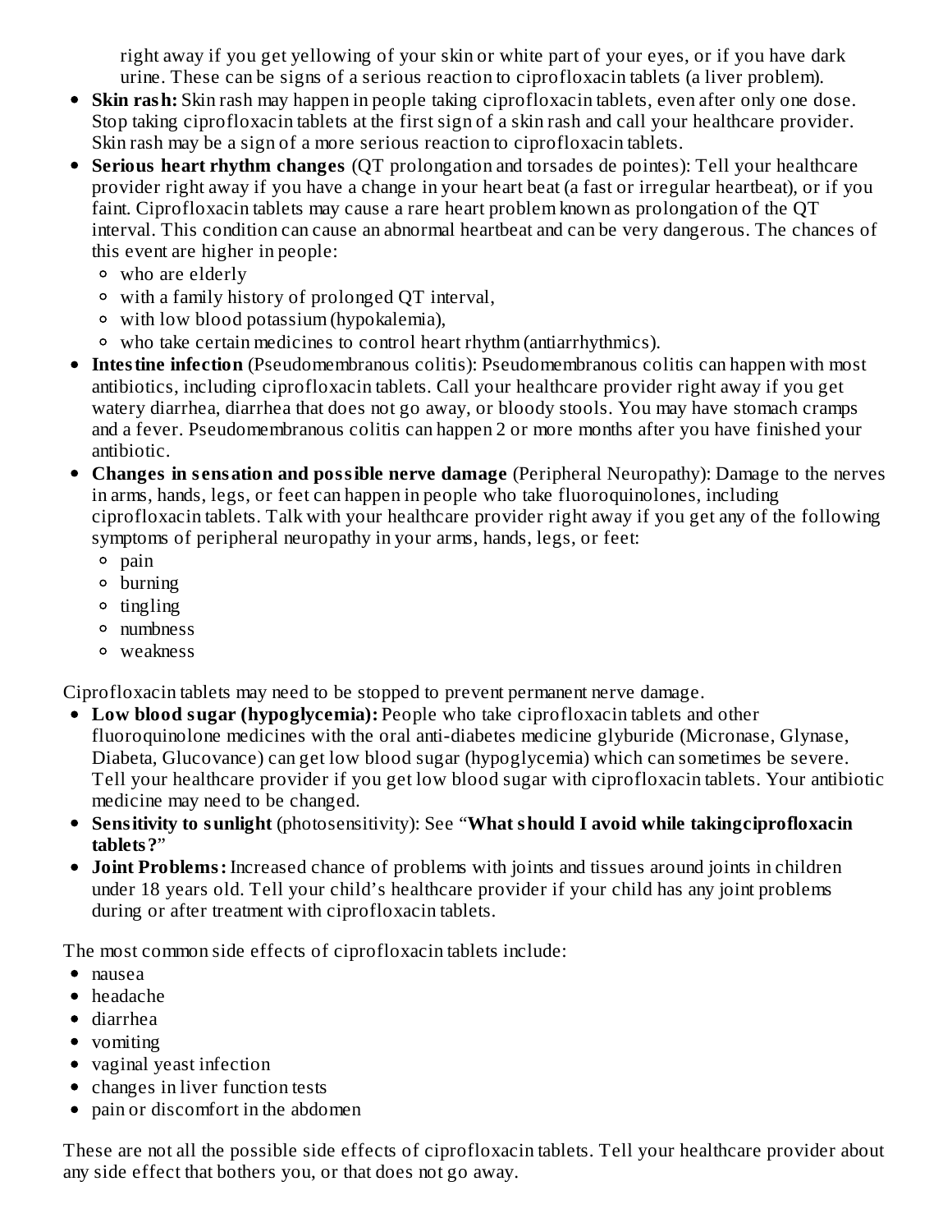right away if you get yellowing of your skin or white part of your eyes, or if you have dark urine. These can be signs of a serious reaction to ciprofloxacin tablets (a liver problem).

- **Skin rash:** Skin rash may happen in people taking ciprofloxacin tablets, even after only one dose. Stop taking ciprofloxacin tablets at the first sign of a skin rash and call your healthcare provider. Skin rash may be a sign of a more serious reaction to ciprofloxacin tablets.
- **Serious heart rhythm changes** (QT prolongation and torsades de pointes): Tell your healthcare provider right away if you have a change in your heart beat (a fast or irregular heartbeat), or if you faint. Ciprofloxacin tablets may cause a rare heart problem known as prolongation of the QT interval. This condition can cause an abnormal heartbeat and can be very dangerous. The chances of this event are higher in people:
  - who are elderly
  - with a family history of prolonged QT interval,
  - with low blood potassium (hypokalemia),
  - who take certain medicines to control heart rhythm (antiarrhythmics).
- **Intestine infection** (Pseudomembranous colitis): Pseudomembranous colitis can happen with most antibiotics, including ciprofloxacin tablets. Call your healthcare provider right away if you get watery diarrhea, diarrhea that does not go away, or bloody stools. You may have stomach cramps and a fever. Pseudomembranous colitis can happen 2 or more months after you have finished your antibiotic.
- **Changes in sensation and possible nerve damage** (Peripheral Neuropathy): Damage to the nerves in arms, hands, legs, or feet can happen in people who take fluoroquinolones, including ciprofloxacin tablets. Talk with your healthcare provider right away if you get any of the following symptoms of peripheral neuropathy in your arms, hands, legs, or feet:
  - pain
  - burning
  - tingling
  - numbness
  - weakness

Ciprofloxacin tablets may need to be stopped to prevent permanent nerve damage.

- **Low blood sugar (hypoglycemia):** People who take ciprofloxacin tablets and other fluoroquinolone medicines with the oral anti-diabetes medicine glyburide (Micronase, Glynase, Diabeta, Glucovance) can get low blood sugar (hypoglycemia) which can sometimes be severe. Tell your healthcare provider if you get low blood sugar with ciprofloxacin tablets. Your antibiotic medicine may need to be changed.
- **Sensitivity to sunlight** (photosensitivity): See "**What should I avoid while takingciprofloxacin tablets?**"
- **Joint Problems:** Increased chance of problems with joints and tissues around joints in children under 18 years old. Tell your child's healthcare provider if your child has any joint problems during or after treatment with ciprofloxacin tablets.

The most common side effects of ciprofloxacin tablets include:

- nausea
- headache
- diarrhea
- vomiting
- vaginal yeast infection
- changes in liver function tests
- pain or discomfort in the abdomen

These are not all the possible side effects of ciprofloxacin tablets. Tell your healthcare provider about any side effect that bothers you, or that does not go away.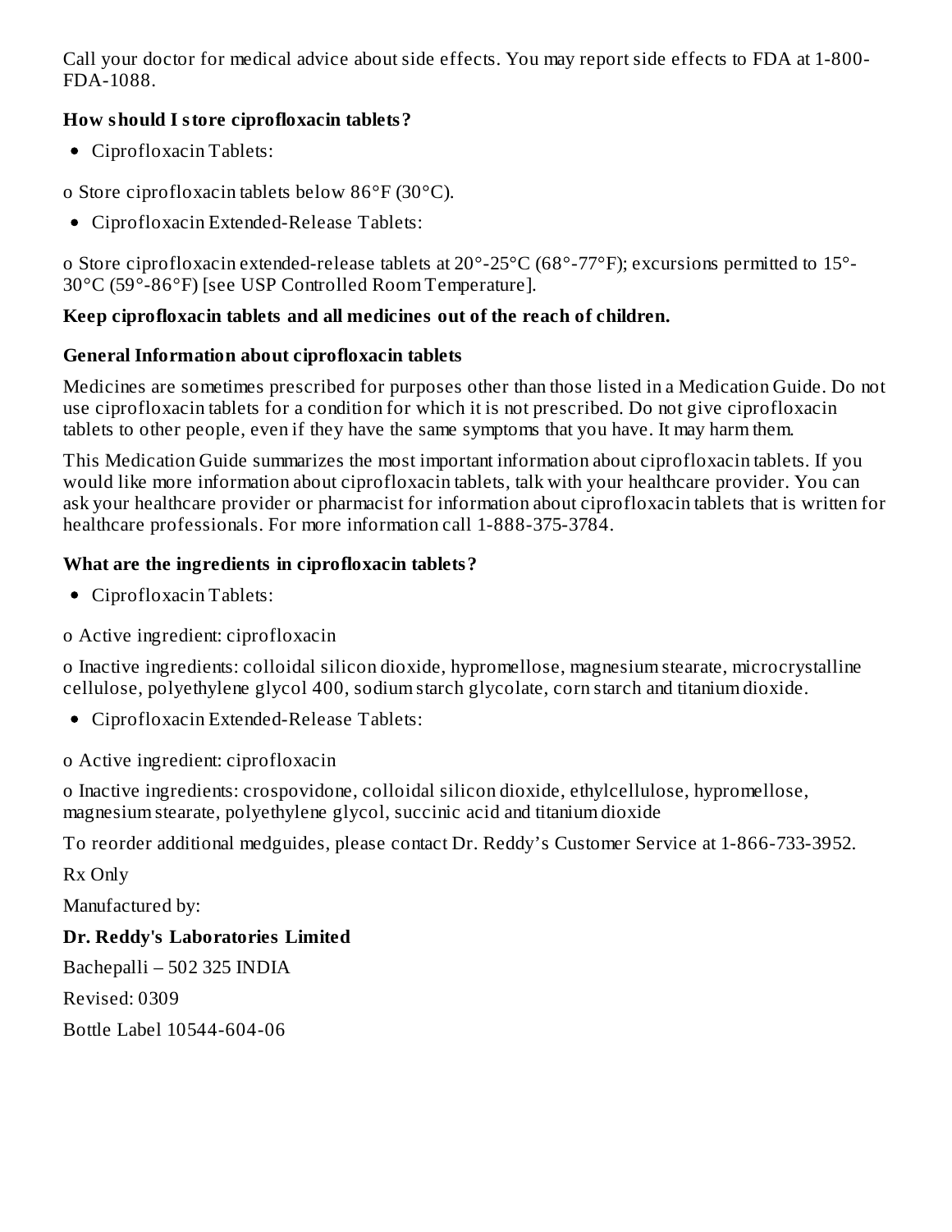Call your doctor for medical advice about side effects. You may report side effects to FDA at 1-800-FDA-1088.

**How should I store ciprofloxacin tablets?**

- Ciprofloxacin Tablets:

o Store ciprofloxacin tablets below 86°F (30°C).

- Ciprofloxacin Extended-Release Tablets:

o Store ciprofloxacin extended-release tablets at 20°-25°C (68°-77°F); excursions permitted to 15°-30°C (59°-86°F) [see USP Controlled Room Temperature].

**Keep ciprofloxacin tablets and all medicines out of the reach of children.**

**General Information about ciprofloxacin tablets**

Medicines are sometimes prescribed for purposes other than those listed in a Medication Guide. Do not use ciprofloxacin tablets for a condition for which it is not prescribed. Do not give ciprofloxacin tablets to other people, even if they have the same symptoms that you have. It may harm them.

This Medication Guide summarizes the most important information about ciprofloxacin tablets. If you would like more information about ciprofloxacin tablets, talk with your healthcare provider. You can ask your healthcare provider or pharmacist for information about ciprofloxacin tablets that is written for healthcare professionals. For more information call 1-888-375-3784.

**What are the ingredients in ciprofloxacin tablets?**

- Ciprofloxacin Tablets:

o Active ingredient: ciprofloxacin

o Inactive ingredients: colloidal silicon dioxide, hypromellose, magnesium stearate, microcrystalline cellulose, polyethylene glycol 400, sodium starch glycolate, corn starch and titanium dioxide.

- Ciprofloxacin Extended-Release Tablets:

o Active ingredient: ciprofloxacin

o Inactive ingredients: crospovidone, colloidal silicon dioxide, ethylcellulose, hypromellose, magnesium stearate, polyethylene glycol, succinic acid and titanium dioxide

To reorder additional medguides, please contact Dr. Reddy's Customer Service at 1-866-733-3952.

Rx Only

Manufactured by:

**Dr. Reddy's Laboratories Limited**

Bachepalli – 502 325 INDIA

Revised: 0309

Bottle Label 10544-604-06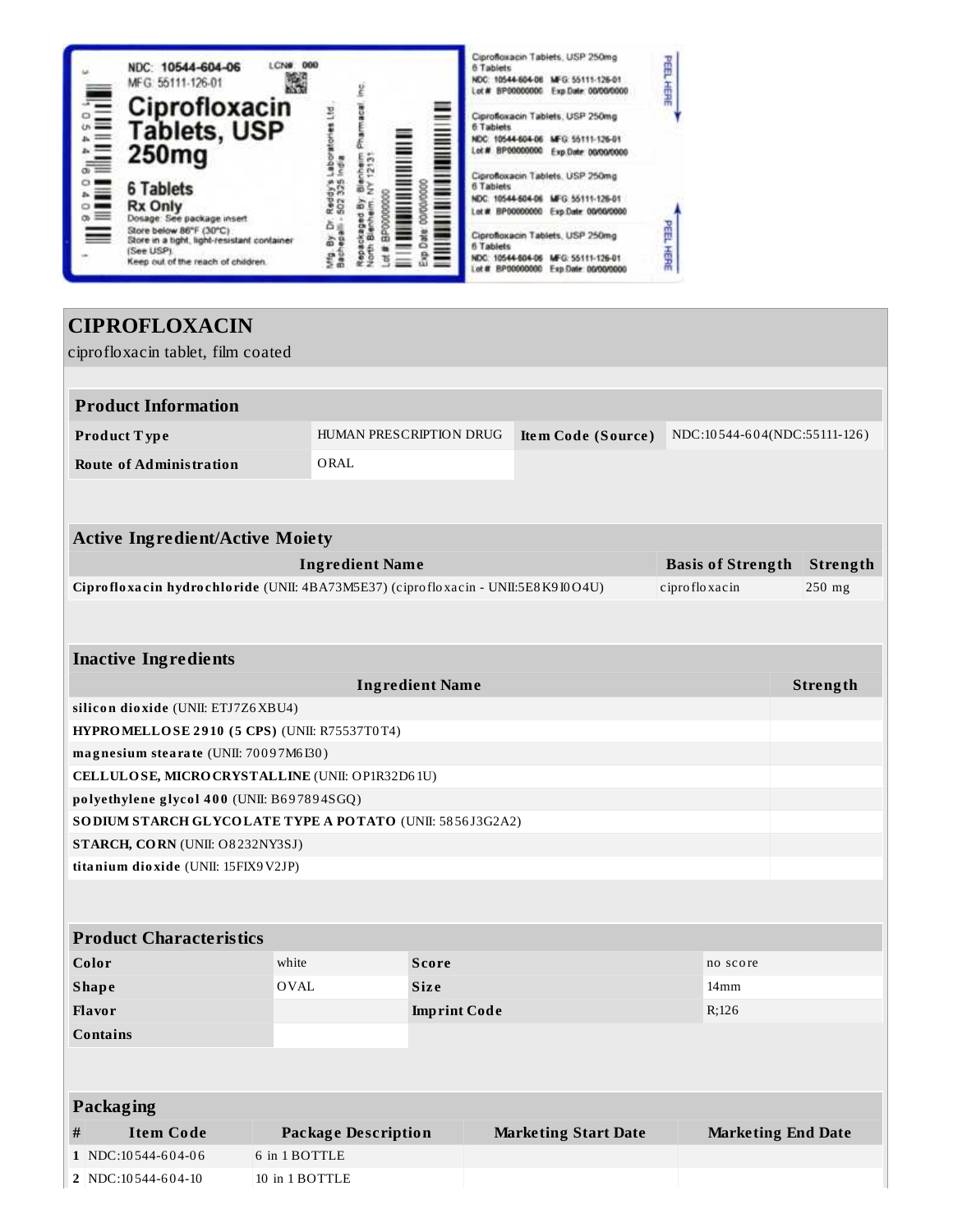NDC: 10544-604-06 LCN# 000
MFG: 55111-126-01

**Ciprofloxacin Tablets, USP 250mg**

6 Tablets
Rx Only
Dosage: See package insert
Store below 86°F (30°C)
Store in a tight, light-resistant container (See USP).
Keep out of the reach of children.

Mfg. By: Dr. Reddy's Laboratories Ltd., Bachepalli - 502 325 India
Repackaged By: Blenheim Pharmacal, Inc. North Blenheim, NY 12131
Lot # BP00000000
Exp Date: 00/00/0000

Ciprofloxacin Tablets, USP 250mg
6 Tablets
NDC: 10544-604-06 MFG: 55111-126-01
Lot # BP00000000 Exp Date: 00/00/0000

PEEL HERE

# CIPROFLOXACIN

ciprofloxacin tablet, film coated

| Product Information | | | |
|---|---|---|---|
| **Product Type** | HUMAN PRESCRIPTION DRUG | **Item Code (Source)** | NDC:10544-604(NDC:55111-126) |
| **Route of Administration** | ORAL | | |

| Active Ingredient/Active Moiety | | |
|---|---|---|
| **Ingredient Name** | **Basis of Strength** | **Strength** |
| **Ciprofloxacin hydrochloride** (UNII: 4BA73M5E37) (ciprofloxacin - UNII:5E8K9I0O4U) | ciprofloxacin | 250 mg |

| Inactive Ingredients | |
|---|---|
| **Ingredient Name** | **Strength** |
| **silicon dioxide** (UNII: ETJ7Z6XBU4) | |
| **HYPROMELLOSE 2910 (5 CPS)** (UNII: R75537T0T4) | |
| **magnesium stearate** (UNII: 70097M6I30) | |
| **CELLULOSE, MICROCRYSTALLINE** (UNII: OP1R32D61U) | |
| **polyethylene glycol 400** (UNII: B697894SGQ) | |
| **SODIUM STARCH GLYCOLATE TYPE A POTATO** (UNII: 5856J3G2A2) | |
| **STARCH, CORN** (UNII: O8232NY3SJ) | |
| **titanium dioxide** (UNII: 15FIX9V2JP) | |

| Product Characteristics | | | |
|---|---|---|---|
| **Color** | white | **Score** | no score |
| **Shape** | OVAL | **Size** | 14mm |
| **Flavor** | | **Imprint Code** | R;126 |
| **Contains** | | | |

| Packaging | | | | |
|---|---|---|---|---|
| **#** | **Item Code** | **Package Description** | **Marketing Start Date** | **Marketing End Date** |
| **1** | NDC:10544-604-06 | 6 in 1 BOTTLE | | |
| **2** | NDC:10544-604-10 | 10 in 1 BOTTLE | | |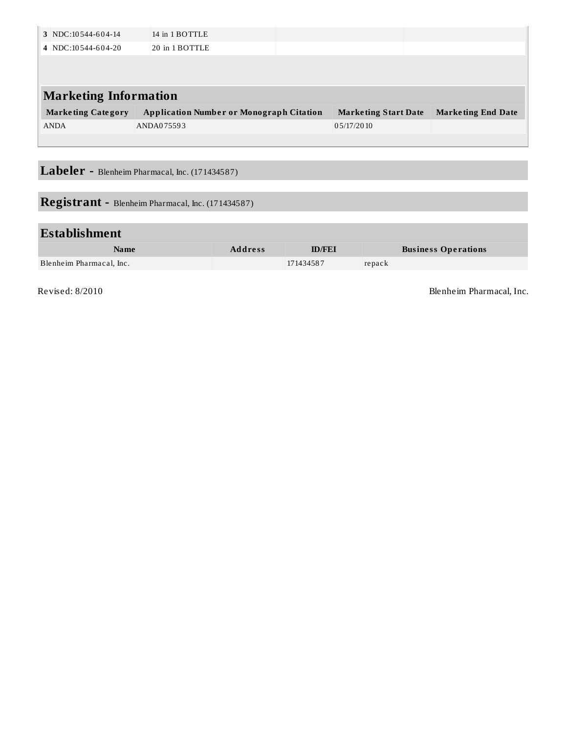| | | | | |
|---|---|---|---|---|
| 3 | NDC:10544-604-14 | 14 in 1 BOTTLE | | |
| 4 | NDC:10544-604-20 | 20 in 1 BOTTLE | | |

## Marketing Information

| Marketing Category | Application Number or Monograph Citation | Marketing Start Date | Marketing End Date |
|---|---|---|---|
| ANDA | ANDA075593 | 05/17/2010 | |

## Labeler - Blenheim Pharmacal, Inc. (171434587)

## Registrant - Blenheim Pharmacal, Inc. (171434587)

## Establishment

| Name | Address | ID/FEI | Business Operations |
|---|---|---|---|
| Blenheim Pharmacal, Inc. | | 171434587 | repack |

Revised: 8/2010

Blenheim Pharmacal, Inc.